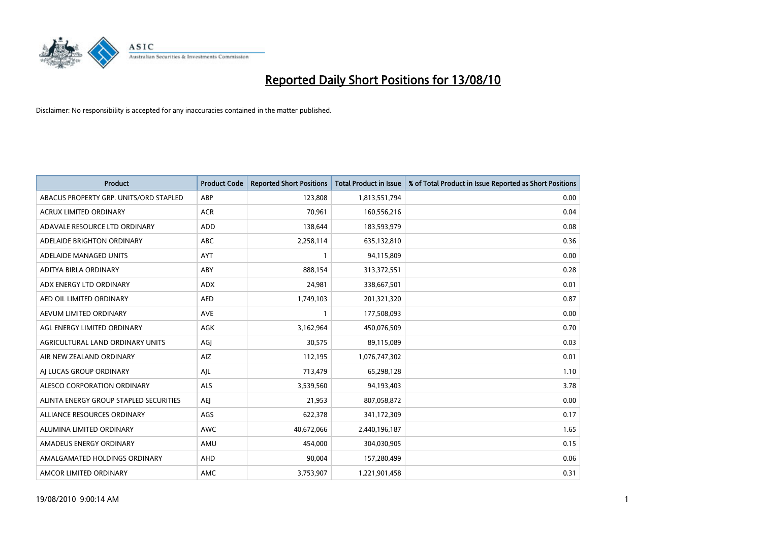# Reported Daily Short Positions for 13/08/10

Disclaimer: No responsibility is accepted for any inaccuracies contained in the matter published.

| Product | Product Code | Reported Short Positions | Total Product in Issue | % of Total Product in Issue Reported as Short Positions |
|---|---|---|---|---|
| ABACUS PROPERTY GRP. UNITS/ORD STAPLED | ABP | 123,808 | 1,813,551,794 | 0.00 |
| ACRUX LIMITED ORDINARY | ACR | 70,961 | 160,556,216 | 0.04 |
| ADAVALE RESOURCE LTD ORDINARY | ADD | 138,644 | 183,593,979 | 0.08 |
| ADELAIDE BRIGHTON ORDINARY | ABC | 2,258,114 | 635,132,810 | 0.36 |
| ADELAIDE MANAGED UNITS | AYT | 1 | 94,115,809 | 0.00 |
| ADITYA BIRLA ORDINARY | ABY | 888,154 | 313,372,551 | 0.28 |
| ADX ENERGY LTD ORDINARY | ADX | 24,981 | 338,667,501 | 0.01 |
| AED OIL LIMITED ORDINARY | AED | 1,749,103 | 201,321,320 | 0.87 |
| AEVUM LIMITED ORDINARY | AVE | 1 | 177,508,093 | 0.00 |
| AGL ENERGY LIMITED ORDINARY | AGK | 3,162,964 | 450,076,509 | 0.70 |
| AGRICULTURAL LAND ORDINARY UNITS | AGJ | 30,575 | 89,115,089 | 0.03 |
| AIR NEW ZEALAND ORDINARY | AIZ | 112,195 | 1,076,747,302 | 0.01 |
| AJ LUCAS GROUP ORDINARY | AJL | 713,479 | 65,298,128 | 1.10 |
| ALESCO CORPORATION ORDINARY | ALS | 3,539,560 | 94,193,403 | 3.78 |
| ALINTA ENERGY GROUP STAPLED SECURITIES | AEJ | 21,953 | 807,058,872 | 0.00 |
| ALLIANCE RESOURCES ORDINARY | AGS | 622,378 | 341,172,309 | 0.17 |
| ALUMINA LIMITED ORDINARY | AWC | 40,672,066 | 2,440,196,187 | 1.65 |
| AMADEUS ENERGY ORDINARY | AMU | 454,000 | 304,030,905 | 0.15 |
| AMALGAMATED HOLDINGS ORDINARY | AHD | 90,004 | 157,280,499 | 0.06 |
| AMCOR LIMITED ORDINARY | AMC | 3,753,907 | 1,221,901,458 | 0.31 |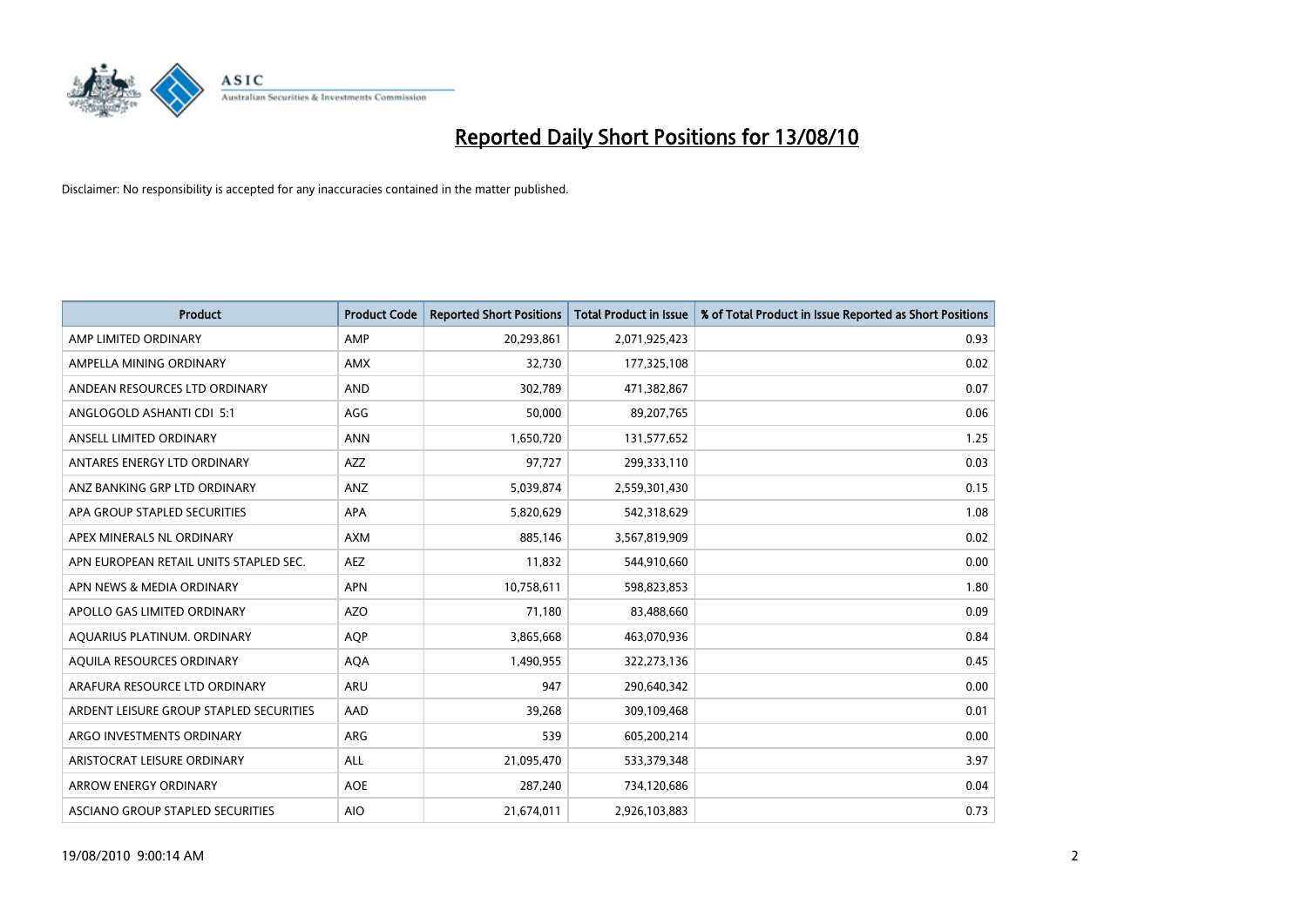# Reported Daily Short Positions for 13/08/10

Disclaimer: No responsibility is accepted for any inaccuracies contained in the matter published.

| Product | Product Code | Reported Short Positions | Total Product in Issue | % of Total Product in Issue Reported as Short Positions |
|---|---|---|---|---|
| AMP LIMITED ORDINARY | AMP | 20,293,861 | 2,071,925,423 | 0.93 |
| AMPELLA MINING ORDINARY | AMX | 32,730 | 177,325,108 | 0.02 |
| ANDEAN RESOURCES LTD ORDINARY | AND | 302,789 | 471,382,867 | 0.07 |
| ANGLOGOLD ASHANTI CDI 5:1 | AGG | 50,000 | 89,207,765 | 0.06 |
| ANSELL LIMITED ORDINARY | ANN | 1,650,720 | 131,577,652 | 1.25 |
| ANTARES ENERGY LTD ORDINARY | AZZ | 97,727 | 299,333,110 | 0.03 |
| ANZ BANKING GRP LTD ORDINARY | ANZ | 5,039,874 | 2,559,301,430 | 0.15 |
| APA GROUP STAPLED SECURITIES | APA | 5,820,629 | 542,318,629 | 1.08 |
| APEX MINERALS NL ORDINARY | AXM | 885,146 | 3,567,819,909 | 0.02 |
| APN EUROPEAN RETAIL UNITS STAPLED SEC. | AEZ | 11,832 | 544,910,660 | 0.00 |
| APN NEWS & MEDIA ORDINARY | APN | 10,758,611 | 598,823,853 | 1.80 |
| APOLLO GAS LIMITED ORDINARY | AZO | 71,180 | 83,488,660 | 0.09 |
| AQUARIUS PLATINUM. ORDINARY | AQP | 3,865,668 | 463,070,936 | 0.84 |
| AQUILA RESOURCES ORDINARY | AQA | 1,490,955 | 322,273,136 | 0.45 |
| ARAFURA RESOURCE LTD ORDINARY | ARU | 947 | 290,640,342 | 0.00 |
| ARDENT LEISURE GROUP STAPLED SECURITIES | AAD | 39,268 | 309,109,468 | 0.01 |
| ARGO INVESTMENTS ORDINARY | ARG | 539 | 605,200,214 | 0.00 |
| ARISTOCRAT LEISURE ORDINARY | ALL | 21,095,470 | 533,379,348 | 3.97 |
| ARROW ENERGY ORDINARY | AOE | 287,240 | 734,120,686 | 0.04 |
| ASCIANO GROUP STAPLED SECURITIES | AIO | 21,674,011 | 2,926,103,883 | 0.73 |

19/08/2010 9:00:14 AM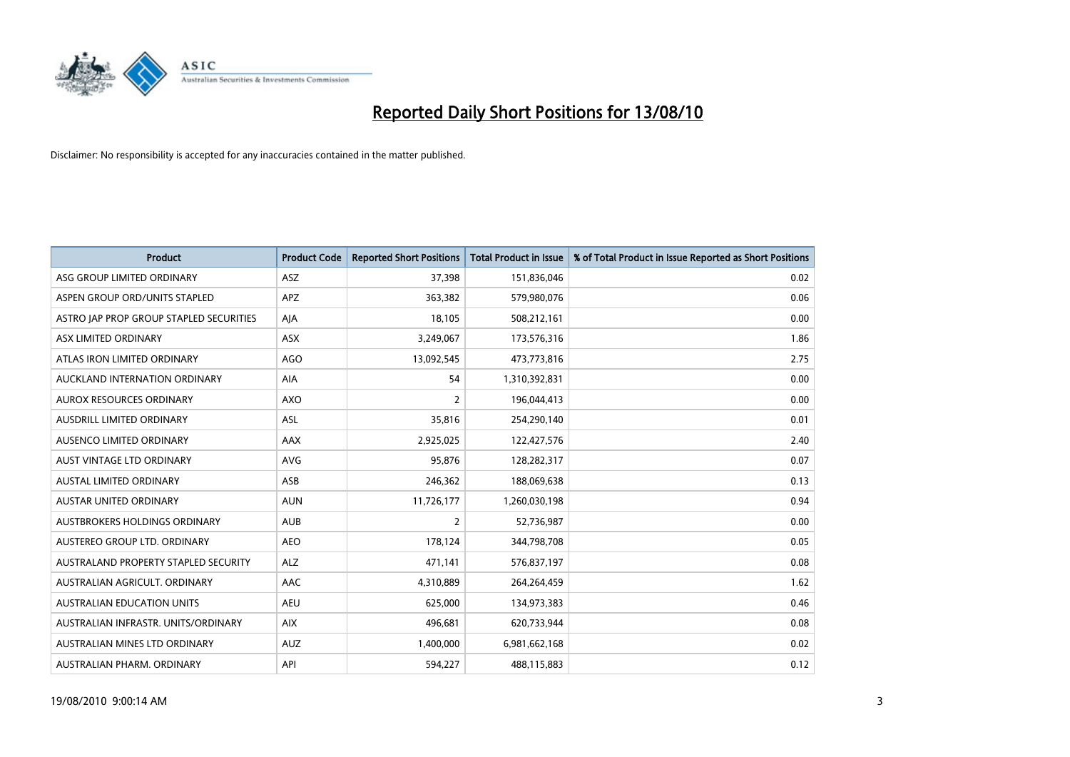# Reported Daily Short Positions for 13/08/10

Disclaimer: No responsibility is accepted for any inaccuracies contained in the matter published.

| Product | Product Code | Reported Short Positions | Total Product in Issue | % of Total Product in Issue Reported as Short Positions |
|---|---|---|---|---|
| ASG GROUP LIMITED ORDINARY | ASZ | 37,398 | 151,836,046 | 0.02 |
| ASPEN GROUP ORD/UNITS STAPLED | APZ | 363,382 | 579,980,076 | 0.06 |
| ASTRO JAP PROP GROUP STAPLED SECURITIES | AJA | 18,105 | 508,212,161 | 0.00 |
| ASX LIMITED ORDINARY | ASX | 3,249,067 | 173,576,316 | 1.86 |
| ATLAS IRON LIMITED ORDINARY | AGO | 13,092,545 | 473,773,816 | 2.75 |
| AUCKLAND INTERNATION ORDINARY | AIA | 54 | 1,310,392,831 | 0.00 |
| AUROX RESOURCES ORDINARY | AXO | 2 | 196,044,413 | 0.00 |
| AUSDRILL LIMITED ORDINARY | ASL | 35,816 | 254,290,140 | 0.01 |
| AUSENCO LIMITED ORDINARY | AAX | 2,925,025 | 122,427,576 | 2.40 |
| AUST VINTAGE LTD ORDINARY | AVG | 95,876 | 128,282,317 | 0.07 |
| AUSTAL LIMITED ORDINARY | ASB | 246,362 | 188,069,638 | 0.13 |
| AUSTAR UNITED ORDINARY | AUN | 11,726,177 | 1,260,030,198 | 0.94 |
| AUSTBROKERS HOLDINGS ORDINARY | AUB | 2 | 52,736,987 | 0.00 |
| AUSTEREO GROUP LTD. ORDINARY | AEO | 178,124 | 344,798,708 | 0.05 |
| AUSTRALAND PROPERTY STAPLED SECURITY | ALZ | 471,141 | 576,837,197 | 0.08 |
| AUSTRALIAN AGRICULT. ORDINARY | AAC | 4,310,889 | 264,264,459 | 1.62 |
| AUSTRALIAN EDUCATION UNITS | AEU | 625,000 | 134,973,383 | 0.46 |
| AUSTRALIAN INFRASTR. UNITS/ORDINARY | AIX | 496,681 | 620,733,944 | 0.08 |
| AUSTRALIAN MINES LTD ORDINARY | AUZ | 1,400,000 | 6,981,662,168 | 0.02 |
| AUSTRALIAN PHARM. ORDINARY | API | 594,227 | 488,115,883 | 0.12 |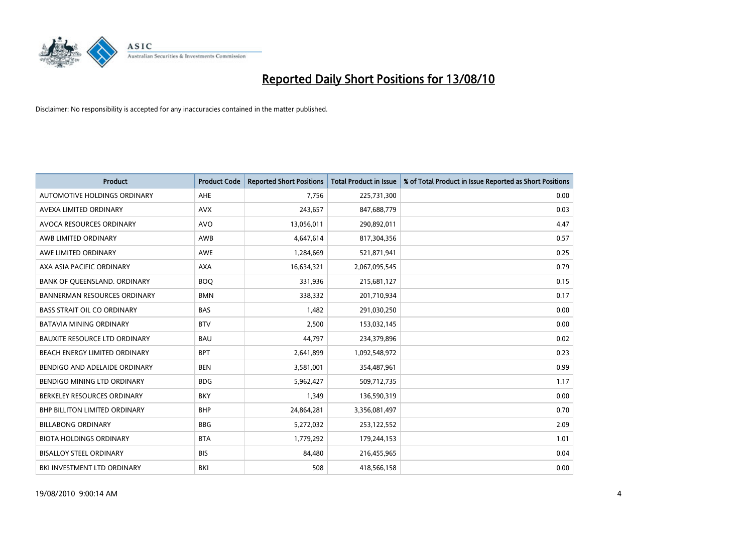# Reported Daily Short Positions for 13/08/10

Disclaimer: No responsibility is accepted for any inaccuracies contained in the matter published.

| Product | Product Code | Reported Short Positions | Total Product in Issue | % of Total Product in Issue Reported as Short Positions |
|---|---|---|---|---|
| AUTOMOTIVE HOLDINGS ORDINARY | AHE | 7,756 | 225,731,300 | 0.00 |
| AVEXA LIMITED ORDINARY | AVX | 243,657 | 847,688,779 | 0.03 |
| AVOCA RESOURCES ORDINARY | AVO | 13,056,011 | 290,892,011 | 4.47 |
| AWB LIMITED ORDINARY | AWB | 4,647,614 | 817,304,356 | 0.57 |
| AWE LIMITED ORDINARY | AWE | 1,284,669 | 521,871,941 | 0.25 |
| AXA ASIA PACIFIC ORDINARY | AXA | 16,634,321 | 2,067,095,545 | 0.79 |
| BANK OF QUEENSLAND. ORDINARY | BOQ | 331,936 | 215,681,127 | 0.15 |
| BANNERMAN RESOURCES ORDINARY | BMN | 338,332 | 201,710,934 | 0.17 |
| BASS STRAIT OIL CO ORDINARY | BAS | 1,482 | 291,030,250 | 0.00 |
| BATAVIA MINING ORDINARY | BTV | 2,500 | 153,032,145 | 0.00 |
| BAUXITE RESOURCE LTD ORDINARY | BAU | 44,797 | 234,379,896 | 0.02 |
| BEACH ENERGY LIMITED ORDINARY | BPT | 2,641,899 | 1,092,548,972 | 0.23 |
| BENDIGO AND ADELAIDE ORDINARY | BEN | 3,581,001 | 354,487,961 | 0.99 |
| BENDIGO MINING LTD ORDINARY | BDG | 5,962,427 | 509,712,735 | 1.17 |
| BERKELEY RESOURCES ORDINARY | BKY | 1,349 | 136,590,319 | 0.00 |
| BHP BILLITON LIMITED ORDINARY | BHP | 24,864,281 | 3,356,081,497 | 0.70 |
| BILLABONG ORDINARY | BBG | 5,272,032 | 253,122,552 | 2.09 |
| BIOTA HOLDINGS ORDINARY | BTA | 1,779,292 | 179,244,153 | 1.01 |
| BISALLOY STEEL ORDINARY | BIS | 84,480 | 216,455,965 | 0.04 |
| BKI INVESTMENT LTD ORDINARY | BKI | 508 | 418,566,158 | 0.00 |

19/08/2010 9:00:14 AM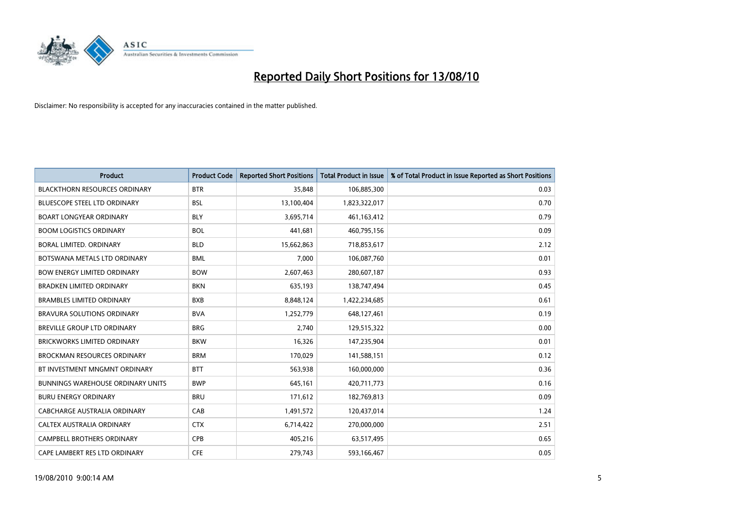# Reported Daily Short Positions for 13/08/10

Disclaimer: No responsibility is accepted for any inaccuracies contained in the matter published.

| Product | Product Code | Reported Short Positions | Total Product in Issue | % of Total Product in Issue Reported as Short Positions |
|---|---|---|---|---|
| BLACKTHORN RESOURCES ORDINARY | BTR | 35,848 | 106,885,300 | 0.03 |
| BLUESCOPE STEEL LTD ORDINARY | BSL | 13,100,404 | 1,823,322,017 | 0.70 |
| BOART LONGYEAR ORDINARY | BLY | 3,695,714 | 461,163,412 | 0.79 |
| BOOM LOGISTICS ORDINARY | BOL | 441,681 | 460,795,156 | 0.09 |
| BORAL LIMITED. ORDINARY | BLD | 15,662,863 | 718,853,617 | 2.12 |
| BOTSWANA METALS LTD ORDINARY | BML | 7,000 | 106,087,760 | 0.01 |
| BOW ENERGY LIMITED ORDINARY | BOW | 2,607,463 | 280,607,187 | 0.93 |
| BRADKEN LIMITED ORDINARY | BKN | 635,193 | 138,747,494 | 0.45 |
| BRAMBLES LIMITED ORDINARY | BXB | 8,848,124 | 1,422,234,685 | 0.61 |
| BRAVURA SOLUTIONS ORDINARY | BVA | 1,252,779 | 648,127,461 | 0.19 |
| BREVILLE GROUP LTD ORDINARY | BRG | 2,740 | 129,515,322 | 0.00 |
| BRICKWORKS LIMITED ORDINARY | BKW | 16,326 | 147,235,904 | 0.01 |
| BROCKMAN RESOURCES ORDINARY | BRM | 170,029 | 141,588,151 | 0.12 |
| BT INVESTMENT MNGMNT ORDINARY | BTT | 563,938 | 160,000,000 | 0.36 |
| BUNNINGS WAREHOUSE ORDINARY UNITS | BWP | 645,161 | 420,711,773 | 0.16 |
| BURU ENERGY ORDINARY | BRU | 171,612 | 182,769,813 | 0.09 |
| CABCHARGE AUSTRALIA ORDINARY | CAB | 1,491,572 | 120,437,014 | 1.24 |
| CALTEX AUSTRALIA ORDINARY | CTX | 6,714,422 | 270,000,000 | 2.51 |
| CAMPBELL BROTHERS ORDINARY | CPB | 405,216 | 63,517,495 | 0.65 |
| CAPE LAMBERT RES LTD ORDINARY | CFE | 279,743 | 593,166,467 | 0.05 |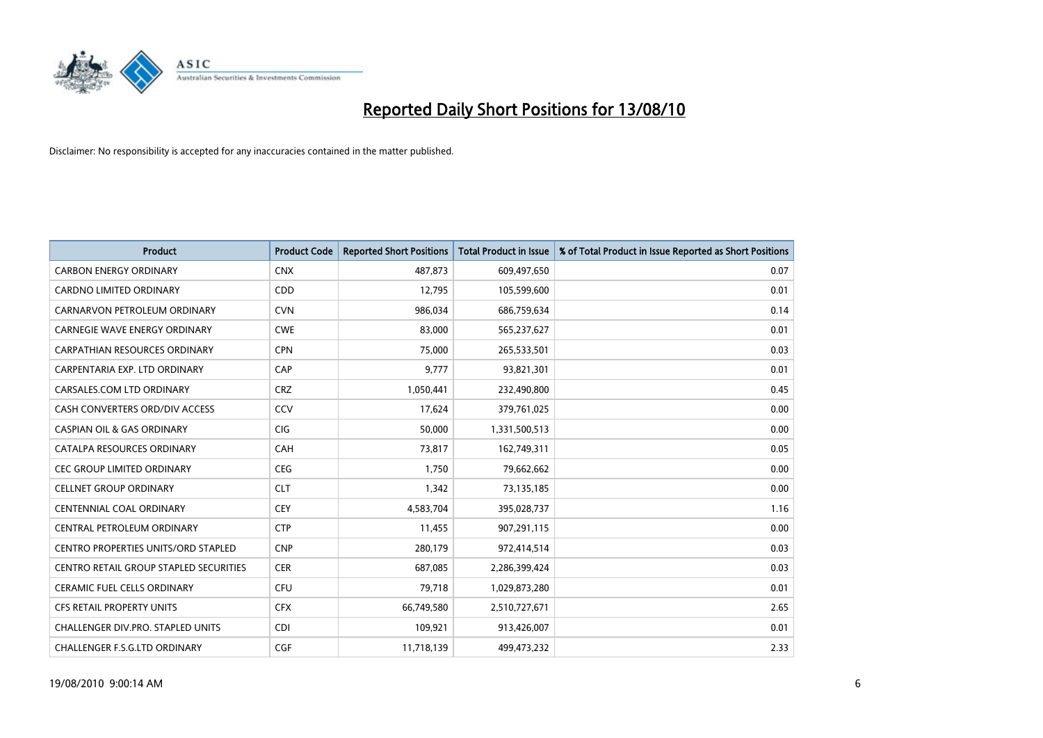# Reported Daily Short Positions for 13/08/10

Disclaimer: No responsibility is accepted for any inaccuracies contained in the matter published.

| Product | Product Code | Reported Short Positions | Total Product in Issue | % of Total Product in Issue Reported as Short Positions |
|---|---|---|---|---|
| CARBON ENERGY ORDINARY | CNX | 487,873 | 609,497,650 | 0.07 |
| CARDNO LIMITED ORDINARY | CDD | 12,795 | 105,599,600 | 0.01 |
| CARNARVON PETROLEUM ORDINARY | CVN | 986,034 | 686,759,634 | 0.14 |
| CARNEGIE WAVE ENERGY ORDINARY | CWE | 83,000 | 565,237,627 | 0.01 |
| CARPATHIAN RESOURCES ORDINARY | CPN | 75,000 | 265,533,501 | 0.03 |
| CARPENTARIA EXP. LTD ORDINARY | CAP | 9,777 | 93,821,301 | 0.01 |
| CARSALES.COM LTD ORDINARY | CRZ | 1,050,441 | 232,490,800 | 0.45 |
| CASH CONVERTERS ORD/DIV ACCESS | CCV | 17,624 | 379,761,025 | 0.00 |
| CASPIAN OIL & GAS ORDINARY | CIG | 50,000 | 1,331,500,513 | 0.00 |
| CATALPA RESOURCES ORDINARY | CAH | 73,817 | 162,749,311 | 0.05 |
| CEC GROUP LIMITED ORDINARY | CEG | 1,750 | 79,662,662 | 0.00 |
| CELLNET GROUP ORDINARY | CLT | 1,342 | 73,135,185 | 0.00 |
| CENTENNIAL COAL ORDINARY | CEY | 4,583,704 | 395,028,737 | 1.16 |
| CENTRAL PETROLEUM ORDINARY | CTP | 11,455 | 907,291,115 | 0.00 |
| CENTRO PROPERTIES UNITS/ORD STAPLED | CNP | 280,179 | 972,414,514 | 0.03 |
| CENTRO RETAIL GROUP STAPLED SECURITIES | CER | 687,085 | 2,286,399,424 | 0.03 |
| CERAMIC FUEL CELLS ORDINARY | CFU | 79,718 | 1,029,873,280 | 0.01 |
| CFS RETAIL PROPERTY UNITS | CFX | 66,749,580 | 2,510,727,671 | 2.65 |
| CHALLENGER DIV.PRO. STAPLED UNITS | CDI | 109,921 | 913,426,007 | 0.01 |
| CHALLENGER F.S.G.LTD ORDINARY | CGF | 11,718,139 | 499,473,232 | 2.33 |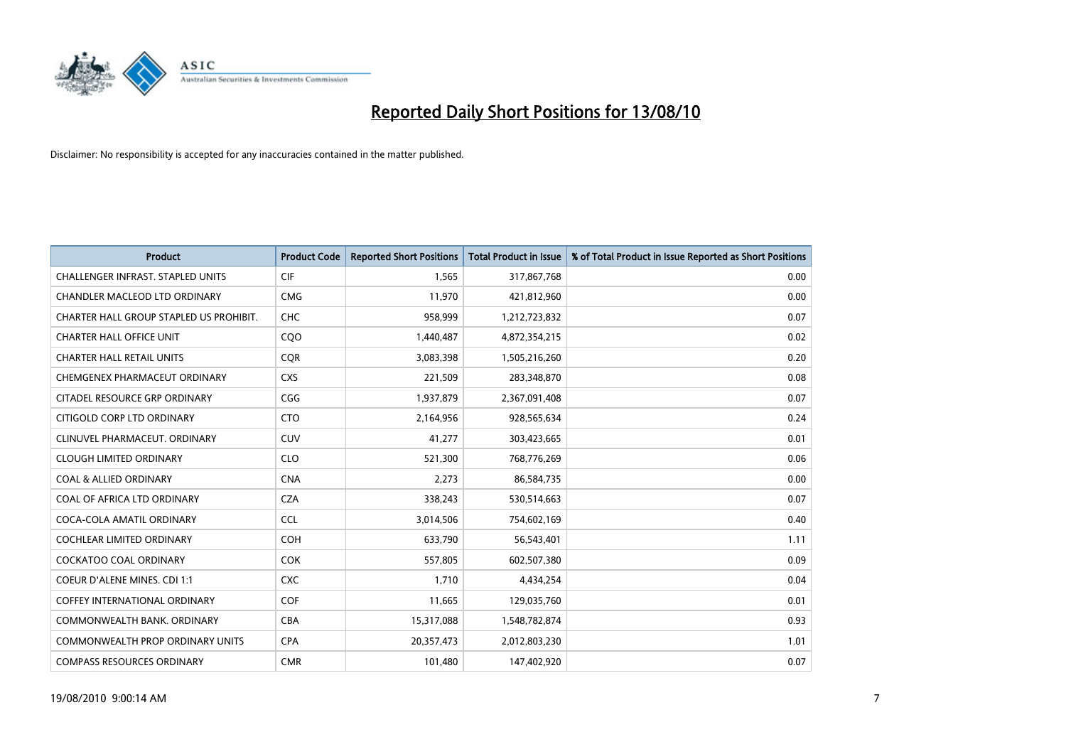# Reported Daily Short Positions for 13/08/10

Disclaimer: No responsibility is accepted for any inaccuracies contained in the matter published.

| Product | Product Code | Reported Short Positions | Total Product in Issue | % of Total Product in Issue Reported as Short Positions |
|---|---|---|---|---|
| CHALLENGER INFRAST. STAPLED UNITS | CIF | 1,565 | 317,867,768 | 0.00 |
| CHANDLER MACLEOD LTD ORDINARY | CMG | 11,970 | 421,812,960 | 0.00 |
| CHARTER HALL GROUP STAPLED US PROHIBIT. | CHC | 958,999 | 1,212,723,832 | 0.07 |
| CHARTER HALL OFFICE UNIT | CQO | 1,440,487 | 4,872,354,215 | 0.02 |
| CHARTER HALL RETAIL UNITS | CQR | 3,083,398 | 1,505,216,260 | 0.20 |
| CHEMGENEX PHARMACEUT ORDINARY | CXS | 221,509 | 283,348,870 | 0.08 |
| CITADEL RESOURCE GRP ORDINARY | CGG | 1,937,879 | 2,367,091,408 | 0.07 |
| CITIGOLD CORP LTD ORDINARY | CTO | 2,164,956 | 928,565,634 | 0.24 |
| CLINUVEL PHARMACEUT. ORDINARY | CUV | 41,277 | 303,423,665 | 0.01 |
| CLOUGH LIMITED ORDINARY | CLO | 521,300 | 768,776,269 | 0.06 |
| COAL & ALLIED ORDINARY | CNA | 2,273 | 86,584,735 | 0.00 |
| COAL OF AFRICA LTD ORDINARY | CZA | 338,243 | 530,514,663 | 0.07 |
| COCA-COLA AMATIL ORDINARY | CCL | 3,014,506 | 754,602,169 | 0.40 |
| COCHLEAR LIMITED ORDINARY | COH | 633,790 | 56,543,401 | 1.11 |
| COCKATOO COAL ORDINARY | COK | 557,805 | 602,507,380 | 0.09 |
| COEUR D'ALENE MINES. CDI 1:1 | CXC | 1,710 | 4,434,254 | 0.04 |
| COFFEY INTERNATIONAL ORDINARY | COF | 11,665 | 129,035,760 | 0.01 |
| COMMONWEALTH BANK. ORDINARY | CBA | 15,317,088 | 1,548,782,874 | 0.93 |
| COMMONWEALTH PROP ORDINARY UNITS | CPA | 20,357,473 | 2,012,803,230 | 1.01 |
| COMPASS RESOURCES ORDINARY | CMR | 101,480 | 147,402,920 | 0.07 |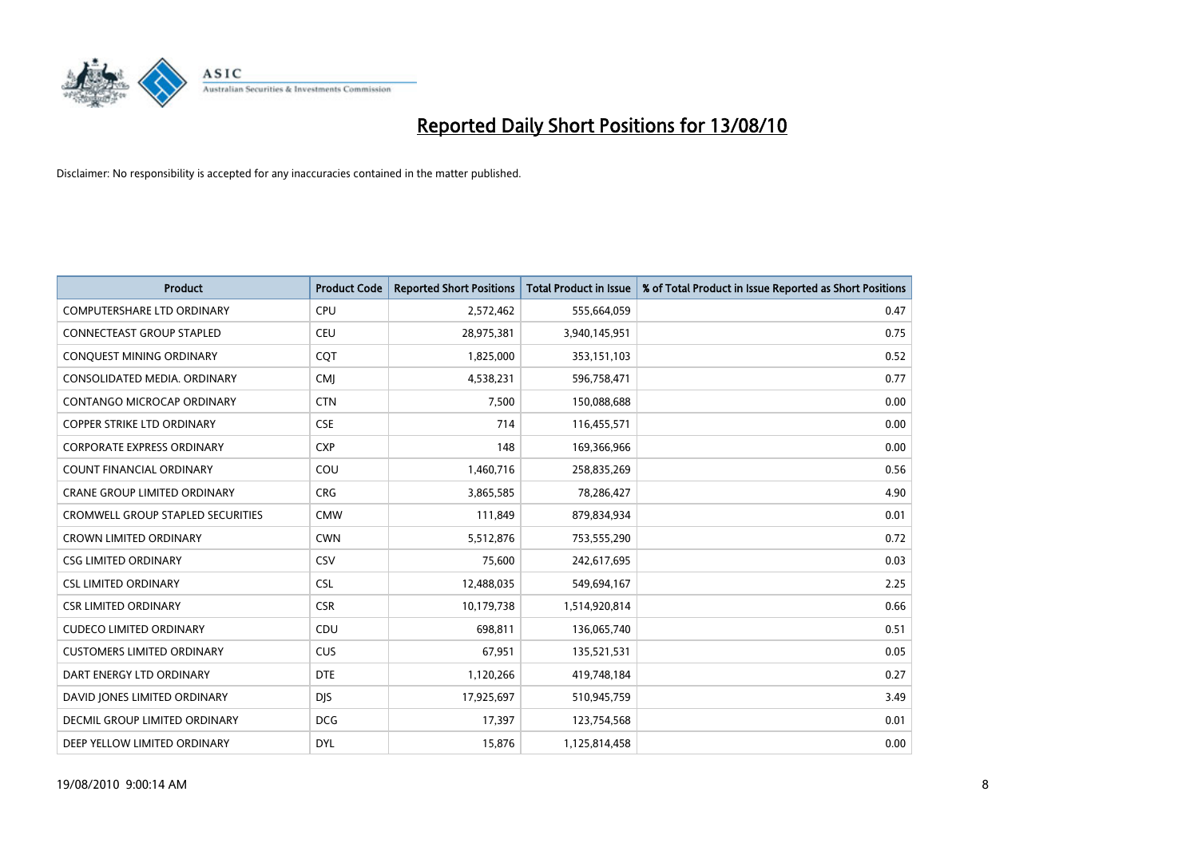# Reported Daily Short Positions for 13/08/10

Disclaimer: No responsibility is accepted for any inaccuracies contained in the matter published.

| Product | Product Code | Reported Short Positions | Total Product in Issue | % of Total Product in Issue Reported as Short Positions |
|---|---|---|---|---|
| COMPUTERSHARE LTD ORDINARY | CPU | 2,572,462 | 555,664,059 | 0.47 |
| CONNECTEAST GROUP STAPLED | CEU | 28,975,381 | 3,940,145,951 | 0.75 |
| CONQUEST MINING ORDINARY | CQT | 1,825,000 | 353,151,103 | 0.52 |
| CONSOLIDATED MEDIA. ORDINARY | CMJ | 4,538,231 | 596,758,471 | 0.77 |
| CONTANGO MICROCAP ORDINARY | CTN | 7,500 | 150,088,688 | 0.00 |
| COPPER STRIKE LTD ORDINARY | CSE | 714 | 116,455,571 | 0.00 |
| CORPORATE EXPRESS ORDINARY | CXP | 148 | 169,366,966 | 0.00 |
| COUNT FINANCIAL ORDINARY | COU | 1,460,716 | 258,835,269 | 0.56 |
| CRANE GROUP LIMITED ORDINARY | CRG | 3,865,585 | 78,286,427 | 4.90 |
| CROMWELL GROUP STAPLED SECURITIES | CMW | 111,849 | 879,834,934 | 0.01 |
| CROWN LIMITED ORDINARY | CWN | 5,512,876 | 753,555,290 | 0.72 |
| CSG LIMITED ORDINARY | CSV | 75,600 | 242,617,695 | 0.03 |
| CSL LIMITED ORDINARY | CSL | 12,488,035 | 549,694,167 | 2.25 |
| CSR LIMITED ORDINARY | CSR | 10,179,738 | 1,514,920,814 | 0.66 |
| CUDECO LIMITED ORDINARY | CDU | 698,811 | 136,065,740 | 0.51 |
| CUSTOMERS LIMITED ORDINARY | CUS | 67,951 | 135,521,531 | 0.05 |
| DART ENERGY LTD ORDINARY | DTE | 1,120,266 | 419,748,184 | 0.27 |
| DAVID JONES LIMITED ORDINARY | DJS | 17,925,697 | 510,945,759 | 3.49 |
| DECMIL GROUP LIMITED ORDINARY | DCG | 17,397 | 123,754,568 | 0.01 |
| DEEP YELLOW LIMITED ORDINARY | DYL | 15,876 | 1,125,814,458 | 0.00 |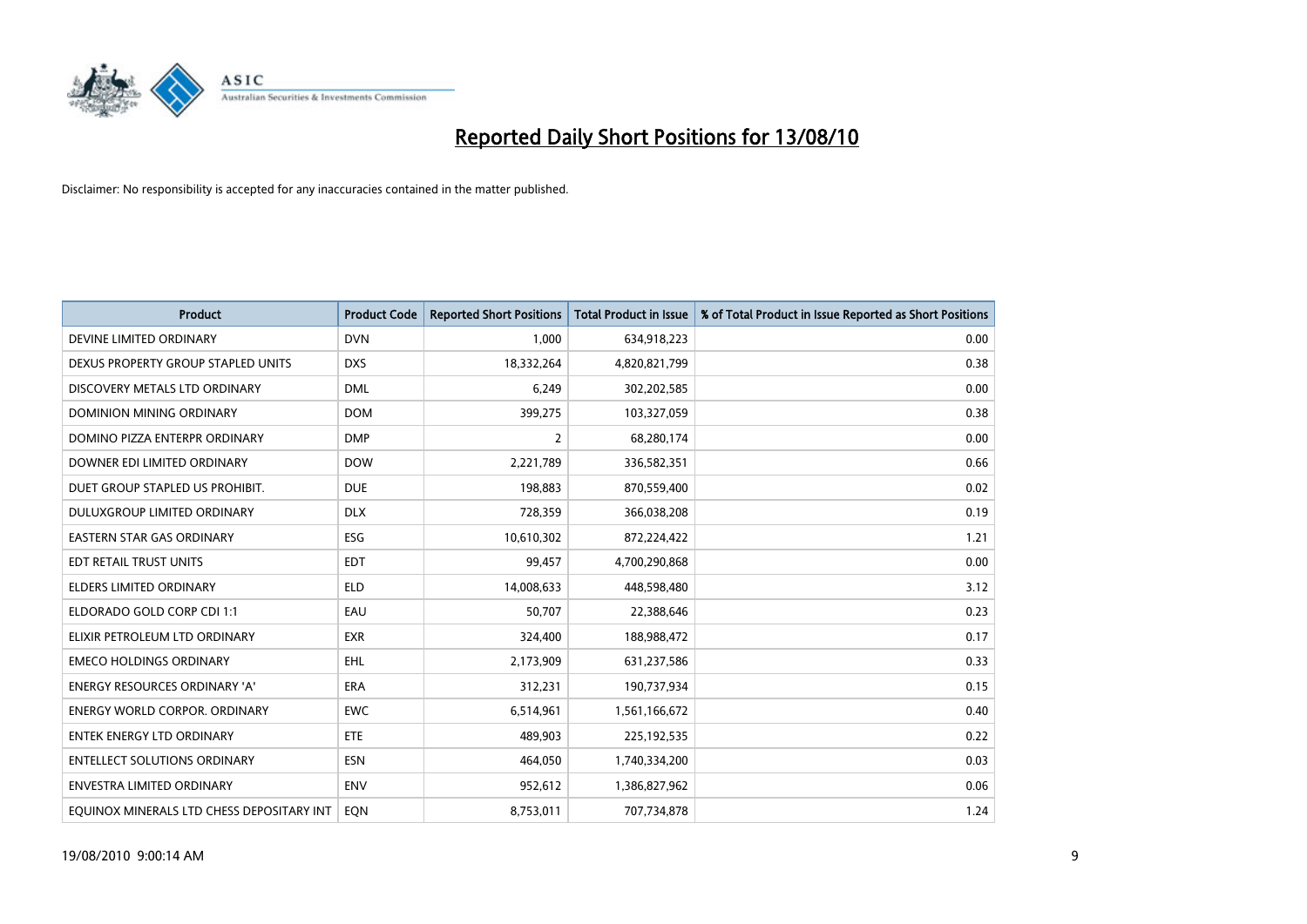# Reported Daily Short Positions for 13/08/10

Disclaimer: No responsibility is accepted for any inaccuracies contained in the matter published.

| Product | Product Code | Reported Short Positions | Total Product in Issue | % of Total Product in Issue Reported as Short Positions |
|---|---|---|---|---|
| DEVINE LIMITED ORDINARY | DVN | 1,000 | 634,918,223 | 0.00 |
| DEXUS PROPERTY GROUP STAPLED UNITS | DXS | 18,332,264 | 4,820,821,799 | 0.38 |
| DISCOVERY METALS LTD ORDINARY | DML | 6,249 | 302,202,585 | 0.00 |
| DOMINION MINING ORDINARY | DOM | 399,275 | 103,327,059 | 0.38 |
| DOMINO PIZZA ENTERPR ORDINARY | DMP | 2 | 68,280,174 | 0.00 |
| DOWNER EDI LIMITED ORDINARY | DOW | 2,221,789 | 336,582,351 | 0.66 |
| DUET GROUP STAPLED US PROHIBIT. | DUE | 198,883 | 870,559,400 | 0.02 |
| DULUXGROUP LIMITED ORDINARY | DLX | 728,359 | 366,038,208 | 0.19 |
| EASTERN STAR GAS ORDINARY | ESG | 10,610,302 | 872,224,422 | 1.21 |
| EDT RETAIL TRUST UNITS | EDT | 99,457 | 4,700,290,868 | 0.00 |
| ELDERS LIMITED ORDINARY | ELD | 14,008,633 | 448,598,480 | 3.12 |
| ELDORADO GOLD CORP CDI 1:1 | EAU | 50,707 | 22,388,646 | 0.23 |
| ELIXIR PETROLEUM LTD ORDINARY | EXR | 324,400 | 188,988,472 | 0.17 |
| EMECO HOLDINGS ORDINARY | EHL | 2,173,909 | 631,237,586 | 0.33 |
| ENERGY RESOURCES ORDINARY 'A' | ERA | 312,231 | 190,737,934 | 0.15 |
| ENERGY WORLD CORPOR. ORDINARY | EWC | 6,514,961 | 1,561,166,672 | 0.40 |
| ENTEK ENERGY LTD ORDINARY | ETE | 489,903 | 225,192,535 | 0.22 |
| ENTELLECT SOLUTIONS ORDINARY | ESN | 464,050 | 1,740,334,200 | 0.03 |
| ENVESTRA LIMITED ORDINARY | ENV | 952,612 | 1,386,827,962 | 0.06 |
| EQUINOX MINERALS LTD CHESS DEPOSITARY INT | EQN | 8,753,011 | 707,734,878 | 1.24 |

19/08/2010 9:00:14 AM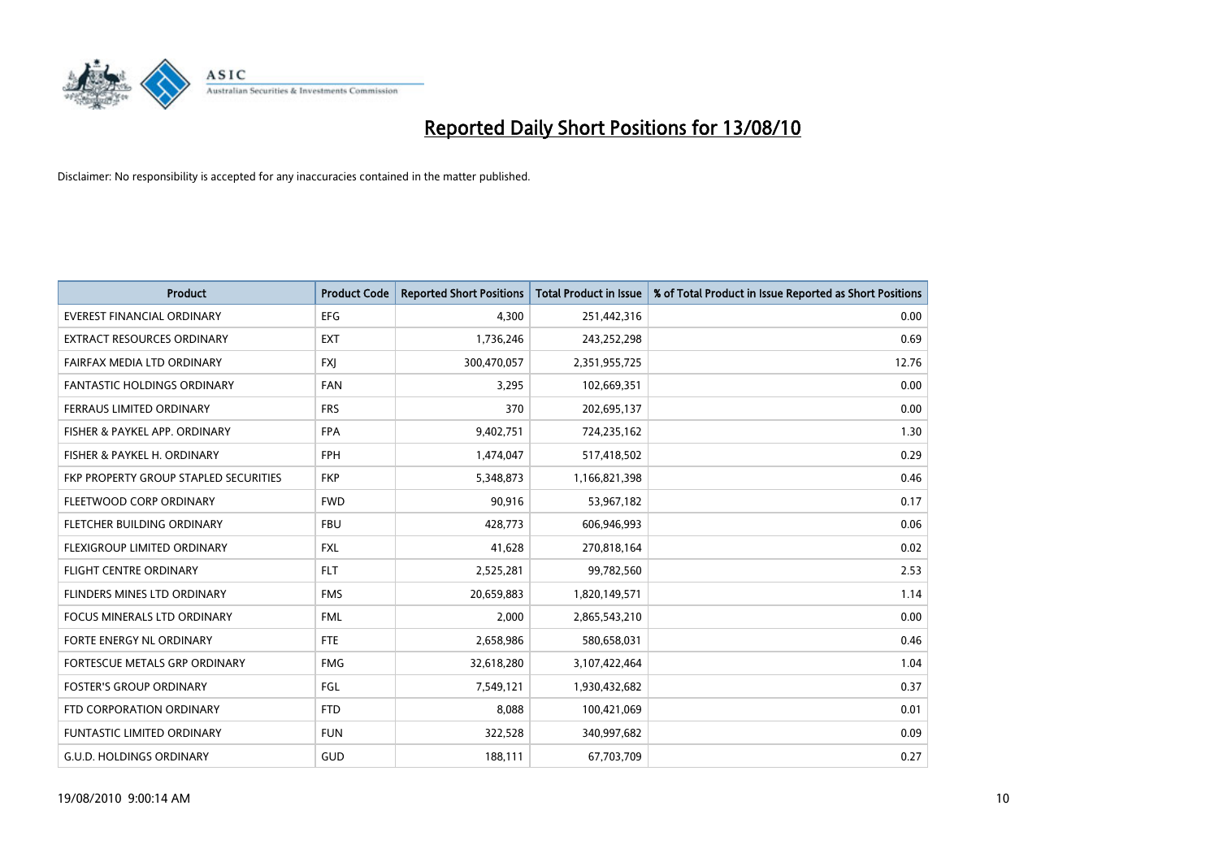# Reported Daily Short Positions for 13/08/10

Disclaimer: No responsibility is accepted for any inaccuracies contained in the matter published.

| Product | Product Code | Reported Short Positions | Total Product in Issue | % of Total Product in Issue Reported as Short Positions |
|---|---|---|---|---|
| EVEREST FINANCIAL ORDINARY | EFG | 4,300 | 251,442,316 | 0.00 |
| EXTRACT RESOURCES ORDINARY | EXT | 1,736,246 | 243,252,298 | 0.69 |
| FAIRFAX MEDIA LTD ORDINARY | FXJ | 300,470,057 | 2,351,955,725 | 12.76 |
| FANTASTIC HOLDINGS ORDINARY | FAN | 3,295 | 102,669,351 | 0.00 |
| FERRAUS LIMITED ORDINARY | FRS | 370 | 202,695,137 | 0.00 |
| FISHER & PAYKEL APP. ORDINARY | FPA | 9,402,751 | 724,235,162 | 1.30 |
| FISHER & PAYKEL H. ORDINARY | FPH | 1,474,047 | 517,418,502 | 0.29 |
| FKP PROPERTY GROUP STAPLED SECURITIES | FKP | 5,348,873 | 1,166,821,398 | 0.46 |
| FLEETWOOD CORP ORDINARY | FWD | 90,916 | 53,967,182 | 0.17 |
| FLETCHER BUILDING ORDINARY | FBU | 428,773 | 606,946,993 | 0.06 |
| FLEXIGROUP LIMITED ORDINARY | FXL | 41,628 | 270,818,164 | 0.02 |
| FLIGHT CENTRE ORDINARY | FLT | 2,525,281 | 99,782,560 | 2.53 |
| FLINDERS MINES LTD ORDINARY | FMS | 20,659,883 | 1,820,149,571 | 1.14 |
| FOCUS MINERALS LTD ORDINARY | FML | 2,000 | 2,865,543,210 | 0.00 |
| FORTE ENERGY NL ORDINARY | FTE | 2,658,986 | 580,658,031 | 0.46 |
| FORTESCUE METALS GRP ORDINARY | FMG | 32,618,280 | 3,107,422,464 | 1.04 |
| FOSTER'S GROUP ORDINARY | FGL | 7,549,121 | 1,930,432,682 | 0.37 |
| FTD CORPORATION ORDINARY | FTD | 8,088 | 100,421,069 | 0.01 |
| FUNTASTIC LIMITED ORDINARY | FUN | 322,528 | 340,997,682 | 0.09 |
| G.U.D. HOLDINGS ORDINARY | GUD | 188,111 | 67,703,709 | 0.27 |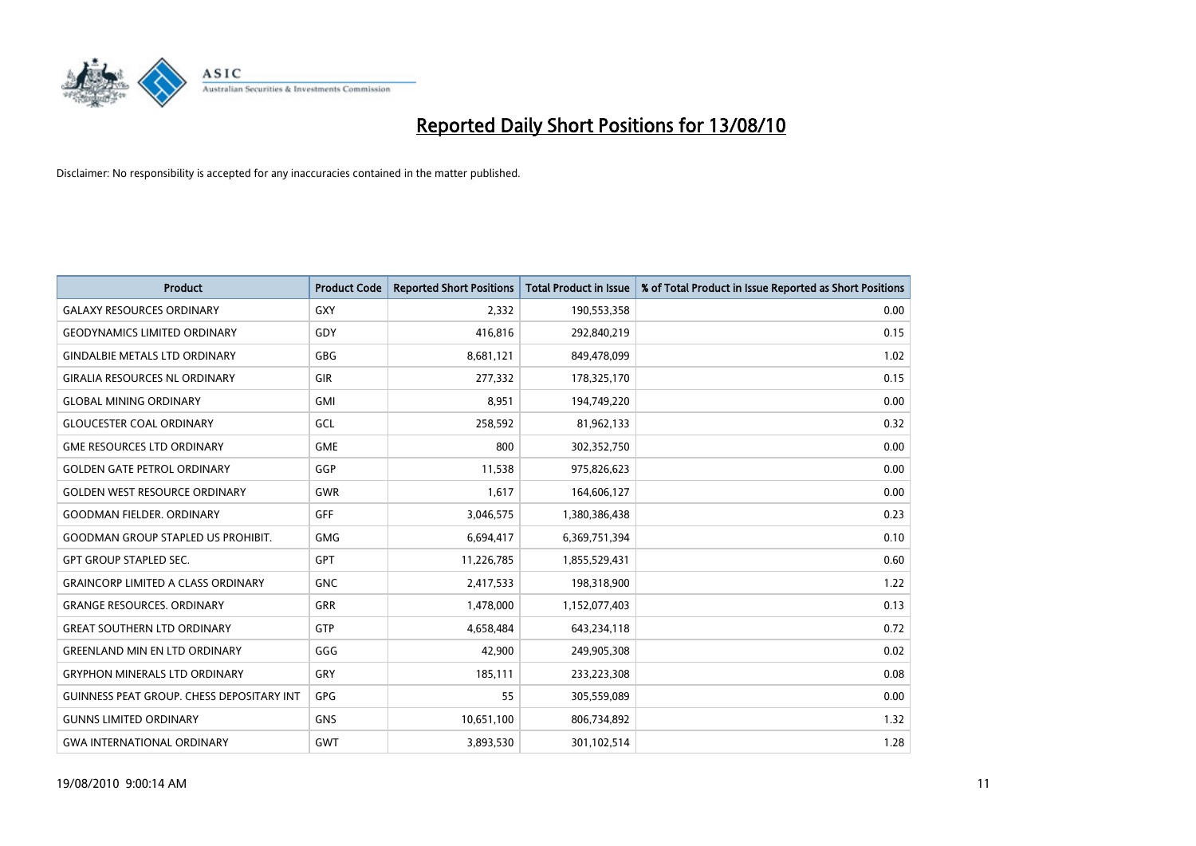# Reported Daily Short Positions for 13/08/10

Disclaimer: No responsibility is accepted for any inaccuracies contained in the matter published.

| Product | Product Code | Reported Short Positions | Total Product in Issue | % of Total Product in Issue Reported as Short Positions |
|---|---|---|---|---|
| GALAXY RESOURCES ORDINARY | GXY | 2,332 | 190,553,358 | 0.00 |
| GEODYNAMICS LIMITED ORDINARY | GDY | 416,816 | 292,840,219 | 0.15 |
| GINDALBIE METALS LTD ORDINARY | GBG | 8,681,121 | 849,478,099 | 1.02 |
| GIRALIA RESOURCES NL ORDINARY | GIR | 277,332 | 178,325,170 | 0.15 |
| GLOBAL MINING ORDINARY | GMI | 8,951 | 194,749,220 | 0.00 |
| GLOUCESTER COAL ORDINARY | GCL | 258,592 | 81,962,133 | 0.32 |
| GME RESOURCES LTD ORDINARY | GME | 800 | 302,352,750 | 0.00 |
| GOLDEN GATE PETROL ORDINARY | GGP | 11,538 | 975,826,623 | 0.00 |
| GOLDEN WEST RESOURCE ORDINARY | GWR | 1,617 | 164,606,127 | 0.00 |
| GOODMAN FIELDER. ORDINARY | GFF | 3,046,575 | 1,380,386,438 | 0.23 |
| GOODMAN GROUP STAPLED US PROHIBIT. | GMG | 6,694,417 | 6,369,751,394 | 0.10 |
| GPT GROUP STAPLED SEC. | GPT | 11,226,785 | 1,855,529,431 | 0.60 |
| GRAINCORP LIMITED A CLASS ORDINARY | GNC | 2,417,533 | 198,318,900 | 1.22 |
| GRANGE RESOURCES. ORDINARY | GRR | 1,478,000 | 1,152,077,403 | 0.13 |
| GREAT SOUTHERN LTD ORDINARY | GTP | 4,658,484 | 643,234,118 | 0.72 |
| GREENLAND MIN EN LTD ORDINARY | GGG | 42,900 | 249,905,308 | 0.02 |
| GRYPHON MINERALS LTD ORDINARY | GRY | 185,111 | 233,223,308 | 0.08 |
| GUINNESS PEAT GROUP. CHESS DEPOSITARY INT | GPG | 55 | 305,559,089 | 0.00 |
| GUNNS LIMITED ORDINARY | GNS | 10,651,100 | 806,734,892 | 1.32 |
| GWA INTERNATIONAL ORDINARY | GWT | 3,893,530 | 301,102,514 | 1.28 |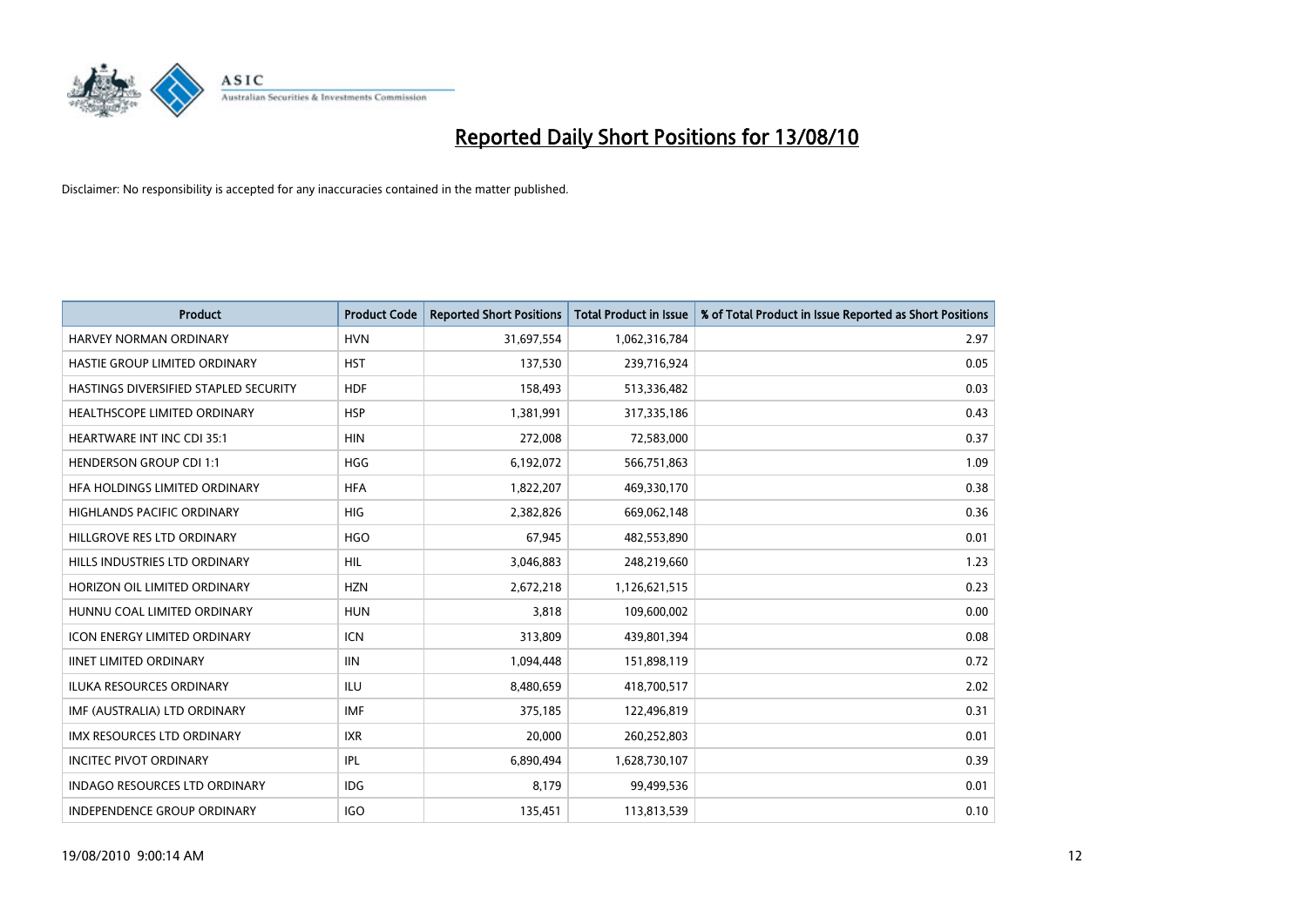# Reported Daily Short Positions for 13/08/10

Disclaimer: No responsibility is accepted for any inaccuracies contained in the matter published.

| Product | Product Code | Reported Short Positions | Total Product in Issue | % of Total Product in Issue Reported as Short Positions |
|---|---|---|---|---|
| HARVEY NORMAN ORDINARY | HVN | 31,697,554 | 1,062,316,784 | 2.97 |
| HASTIE GROUP LIMITED ORDINARY | HST | 137,530 | 239,716,924 | 0.05 |
| HASTINGS DIVERSIFIED STAPLED SECURITY | HDF | 158,493 | 513,336,482 | 0.03 |
| HEALTHSCOPE LIMITED ORDINARY | HSP | 1,381,991 | 317,335,186 | 0.43 |
| HEARTWARE INT INC CDI 35:1 | HIN | 272,008 | 72,583,000 | 0.37 |
| HENDERSON GROUP CDI 1:1 | HGG | 6,192,072 | 566,751,863 | 1.09 |
| HFA HOLDINGS LIMITED ORDINARY | HFA | 1,822,207 | 469,330,170 | 0.38 |
| HIGHLANDS PACIFIC ORDINARY | HIG | 2,382,826 | 669,062,148 | 0.36 |
| HILLGROVE RES LTD ORDINARY | HGO | 67,945 | 482,553,890 | 0.01 |
| HILLS INDUSTRIES LTD ORDINARY | HIL | 3,046,883 | 248,219,660 | 1.23 |
| HORIZON OIL LIMITED ORDINARY | HZN | 2,672,218 | 1,126,621,515 | 0.23 |
| HUNNU COAL LIMITED ORDINARY | HUN | 3,818 | 109,600,002 | 0.00 |
| ICON ENERGY LIMITED ORDINARY | ICN | 313,809 | 439,801,394 | 0.08 |
| IINET LIMITED ORDINARY | IIN | 1,094,448 | 151,898,119 | 0.72 |
| ILUKA RESOURCES ORDINARY | ILU | 8,480,659 | 418,700,517 | 2.02 |
| IMF (AUSTRALIA) LTD ORDINARY | IMF | 375,185 | 122,496,819 | 0.31 |
| IMX RESOURCES LTD ORDINARY | IXR | 20,000 | 260,252,803 | 0.01 |
| INCITEC PIVOT ORDINARY | IPL | 6,890,494 | 1,628,730,107 | 0.39 |
| INDAGO RESOURCES LTD ORDINARY | IDG | 8,179 | 99,499,536 | 0.01 |
| INDEPENDENCE GROUP ORDINARY | IGO | 135,451 | 113,813,539 | 0.10 |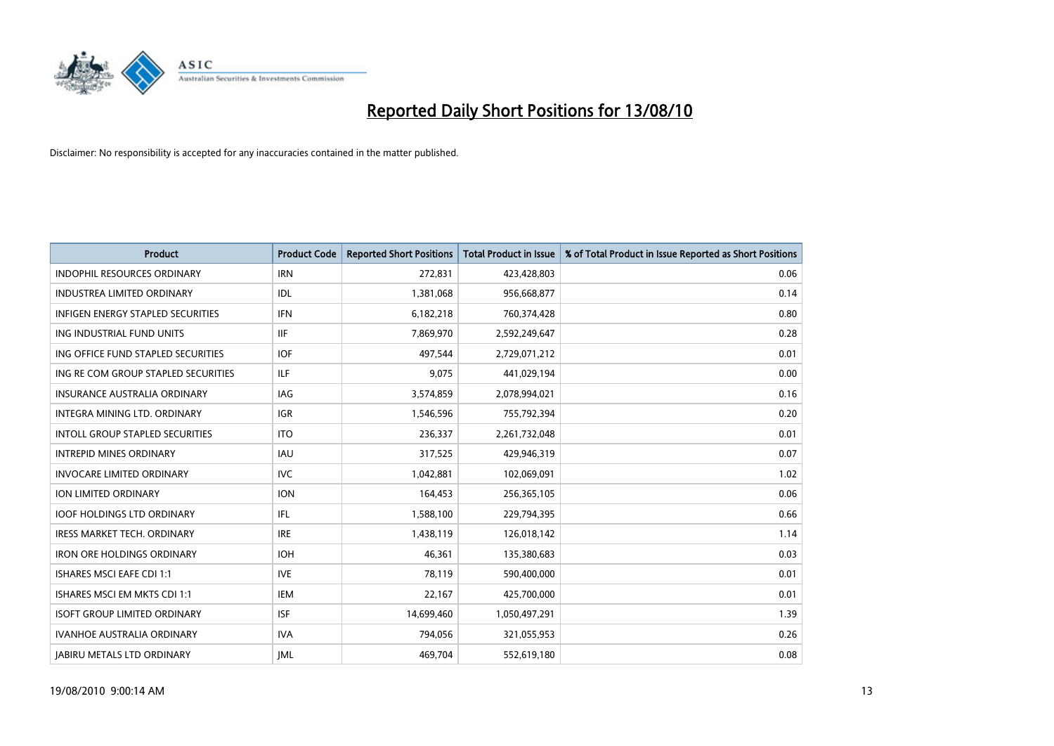# Reported Daily Short Positions for 13/08/10

Disclaimer: No responsibility is accepted for any inaccuracies contained in the matter published.

| Product | Product Code | Reported Short Positions | Total Product in Issue | % of Total Product in Issue Reported as Short Positions |
|---|---|---|---|---|
| INDOPHIL RESOURCES ORDINARY | IRN | 272,831 | 423,428,803 | 0.06 |
| INDUSTREA LIMITED ORDINARY | IDL | 1,381,068 | 956,668,877 | 0.14 |
| INFIGEN ENERGY STAPLED SECURITIES | IFN | 6,182,218 | 760,374,428 | 0.80 |
| ING INDUSTRIAL FUND UNITS | IIF | 7,869,970 | 2,592,249,647 | 0.28 |
| ING OFFICE FUND STAPLED SECURITIES | IOF | 497,544 | 2,729,071,212 | 0.01 |
| ING RE COM GROUP STAPLED SECURITIES | ILF | 9,075 | 441,029,194 | 0.00 |
| INSURANCE AUSTRALIA ORDINARY | IAG | 3,574,859 | 2,078,994,021 | 0.16 |
| INTEGRA MINING LTD. ORDINARY | IGR | 1,546,596 | 755,792,394 | 0.20 |
| INTOLL GROUP STAPLED SECURITIES | ITO | 236,337 | 2,261,732,048 | 0.01 |
| INTREPID MINES ORDINARY | IAU | 317,525 | 429,946,319 | 0.07 |
| INVOCARE LIMITED ORDINARY | IVC | 1,042,881 | 102,069,091 | 1.02 |
| ION LIMITED ORDINARY | ION | 164,453 | 256,365,105 | 0.06 |
| IOOF HOLDINGS LTD ORDINARY | IFL | 1,588,100 | 229,794,395 | 0.66 |
| IRESS MARKET TECH. ORDINARY | IRE | 1,438,119 | 126,018,142 | 1.14 |
| IRON ORE HOLDINGS ORDINARY | IOH | 46,361 | 135,380,683 | 0.03 |
| ISHARES MSCI EAFE CDI 1:1 | IVE | 78,119 | 590,400,000 | 0.01 |
| ISHARES MSCI EM MKTS CDI 1:1 | IEM | 22,167 | 425,700,000 | 0.01 |
| ISOFT GROUP LIMITED ORDINARY | ISF | 14,699,460 | 1,050,497,291 | 1.39 |
| IVANHOE AUSTRALIA ORDINARY | IVA | 794,056 | 321,055,953 | 0.26 |
| JABIRU METALS LTD ORDINARY | JML | 469,704 | 552,619,180 | 0.08 |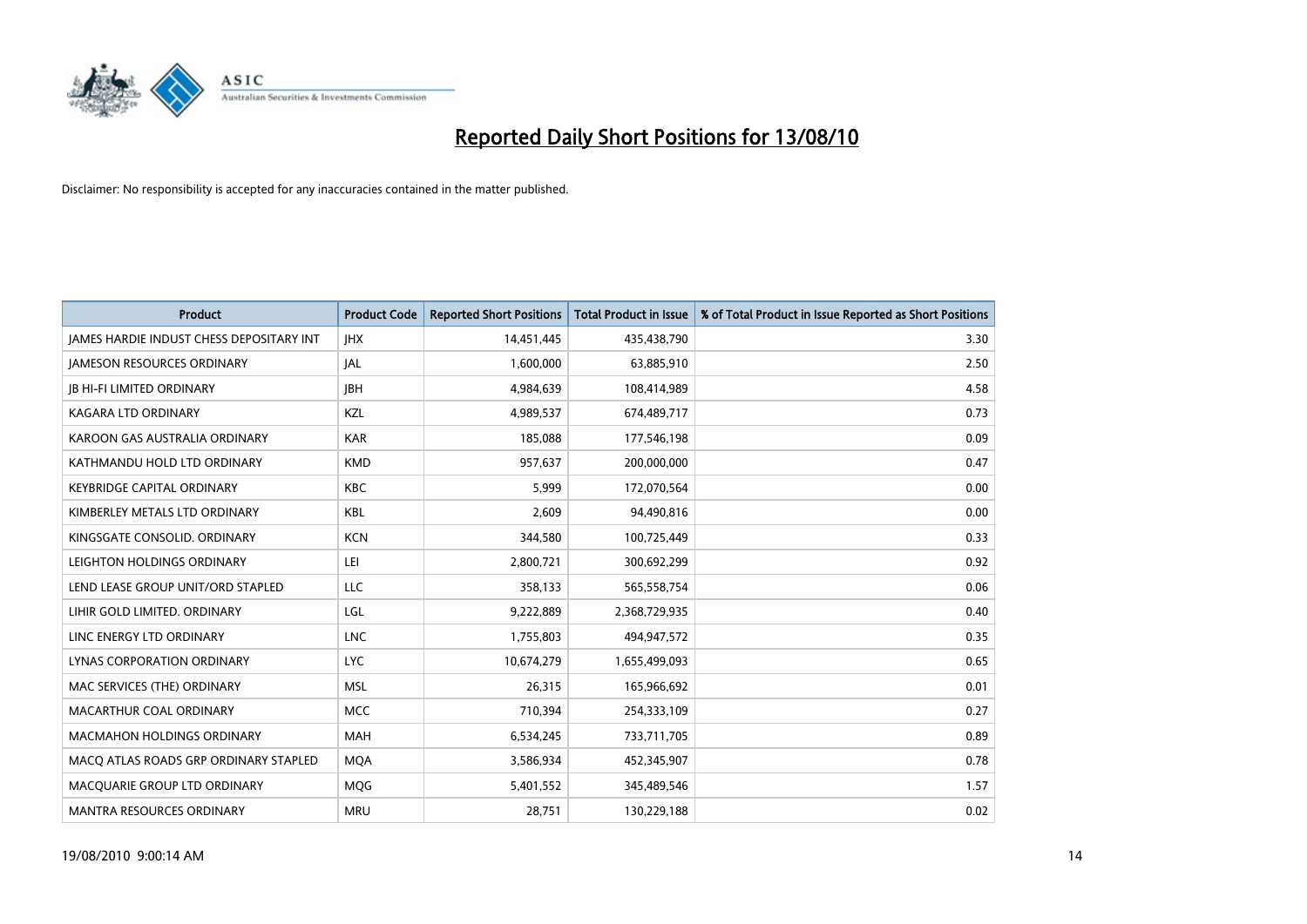# Reported Daily Short Positions for 13/08/10

Disclaimer: No responsibility is accepted for any inaccuracies contained in the matter published.

| Product | Product Code | Reported Short Positions | Total Product in Issue | % of Total Product in Issue Reported as Short Positions |
| --- | --- | --- | --- | --- |
| JAMES HARDIE INDUST CHESS DEPOSITARY INT | JHX | 14,451,445 | 435,438,790 | 3.30 |
| JAMESON RESOURCES ORDINARY | JAL | 1,600,000 | 63,885,910 | 2.50 |
| JB HI-FI LIMITED ORDINARY | JBH | 4,984,639 | 108,414,989 | 4.58 |
| KAGARA LTD ORDINARY | KZL | 4,989,537 | 674,489,717 | 0.73 |
| KAROON GAS AUSTRALIA ORDINARY | KAR | 185,088 | 177,546,198 | 0.09 |
| KATHMANDU HOLD LTD ORDINARY | KMD | 957,637 | 200,000,000 | 0.47 |
| KEYBRIDGE CAPITAL ORDINARY | KBC | 5,999 | 172,070,564 | 0.00 |
| KIMBERLEY METALS LTD ORDINARY | KBL | 2,609 | 94,490,816 | 0.00 |
| KINGSGATE CONSOLID. ORDINARY | KCN | 344,580 | 100,725,449 | 0.33 |
| LEIGHTON HOLDINGS ORDINARY | LEI | 2,800,721 | 300,692,299 | 0.92 |
| LEND LEASE GROUP UNIT/ORD STAPLED | LLC | 358,133 | 565,558,754 | 0.06 |
| LIHIR GOLD LIMITED. ORDINARY | LGL | 9,222,889 | 2,368,729,935 | 0.40 |
| LINC ENERGY LTD ORDINARY | LNC | 1,755,803 | 494,947,572 | 0.35 |
| LYNAS CORPORATION ORDINARY | LYC | 10,674,279 | 1,655,499,093 | 0.65 |
| MAC SERVICES (THE) ORDINARY | MSL | 26,315 | 165,966,692 | 0.01 |
| MACARTHUR COAL ORDINARY | MCC | 710,394 | 254,333,109 | 0.27 |
| MACMAHON HOLDINGS ORDINARY | MAH | 6,534,245 | 733,711,705 | 0.89 |
| MACQ ATLAS ROADS GRP ORDINARY STAPLED | MQA | 3,586,934 | 452,345,907 | 0.78 |
| MACQUARIE GROUP LTD ORDINARY | MQG | 5,401,552 | 345,489,546 | 1.57 |
| MANTRA RESOURCES ORDINARY | MRU | 28,751 | 130,229,188 | 0.02 |

19/08/2010 9:00:14 AM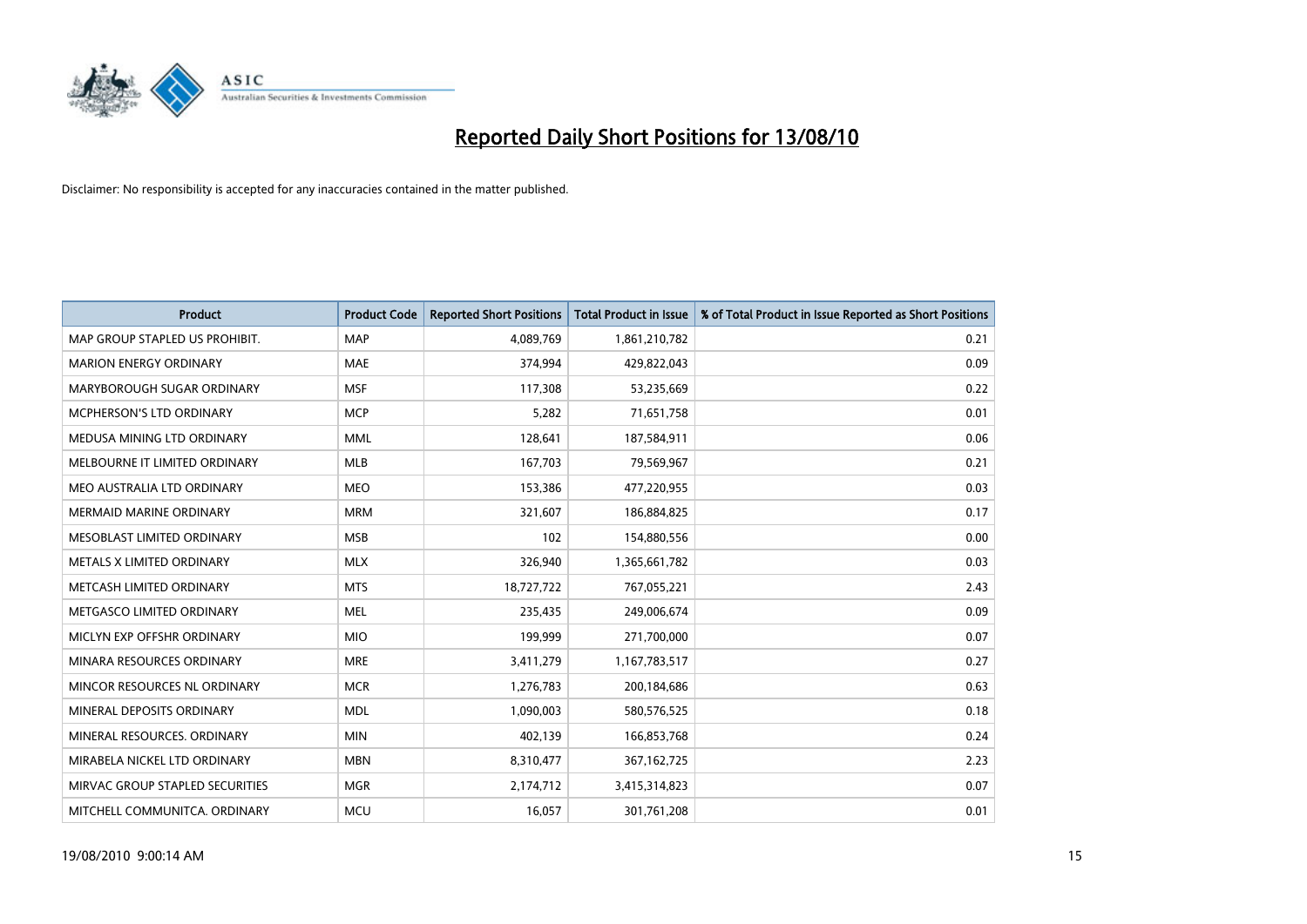# Reported Daily Short Positions for 13/08/10

Disclaimer: No responsibility is accepted for any inaccuracies contained in the matter published.

| Product | Product Code | Reported Short Positions | Total Product in Issue | % of Total Product in Issue Reported as Short Positions |
|---|---|---|---|---|
| MAP GROUP STAPLED US PROHIBIT. | MAP | 4,089,769 | 1,861,210,782 | 0.21 |
| MARION ENERGY ORDINARY | MAE | 374,994 | 429,822,043 | 0.09 |
| MARYBOROUGH SUGAR ORDINARY | MSF | 117,308 | 53,235,669 | 0.22 |
| MCPHERSON'S LTD ORDINARY | MCP | 5,282 | 71,651,758 | 0.01 |
| MEDUSA MINING LTD ORDINARY | MML | 128,641 | 187,584,911 | 0.06 |
| MELBOURNE IT LIMITED ORDINARY | MLB | 167,703 | 79,569,967 | 0.21 |
| MEO AUSTRALIA LTD ORDINARY | MEO | 153,386 | 477,220,955 | 0.03 |
| MERMAID MARINE ORDINARY | MRM | 321,607 | 186,884,825 | 0.17 |
| MESOBLAST LIMITED ORDINARY | MSB | 102 | 154,880,556 | 0.00 |
| METALS X LIMITED ORDINARY | MLX | 326,940 | 1,365,661,782 | 0.03 |
| METCASH LIMITED ORDINARY | MTS | 18,727,722 | 767,055,221 | 2.43 |
| METGASCO LIMITED ORDINARY | MEL | 235,435 | 249,006,674 | 0.09 |
| MICLYN EXP OFFSHR ORDINARY | MIO | 199,999 | 271,700,000 | 0.07 |
| MINARA RESOURCES ORDINARY | MRE | 3,411,279 | 1,167,783,517 | 0.27 |
| MINCOR RESOURCES NL ORDINARY | MCR | 1,276,783 | 200,184,686 | 0.63 |
| MINERAL DEPOSITS ORDINARY | MDL | 1,090,003 | 580,576,525 | 0.18 |
| MINERAL RESOURCES. ORDINARY | MIN | 402,139 | 166,853,768 | 0.24 |
| MIRABELA NICKEL LTD ORDINARY | MBN | 8,310,477 | 367,162,725 | 2.23 |
| MIRVAC GROUP STAPLED SECURITIES | MGR | 2,174,712 | 3,415,314,823 | 0.07 |
| MITCHELL COMMUNITCA. ORDINARY | MCU | 16,057 | 301,761,208 | 0.01 |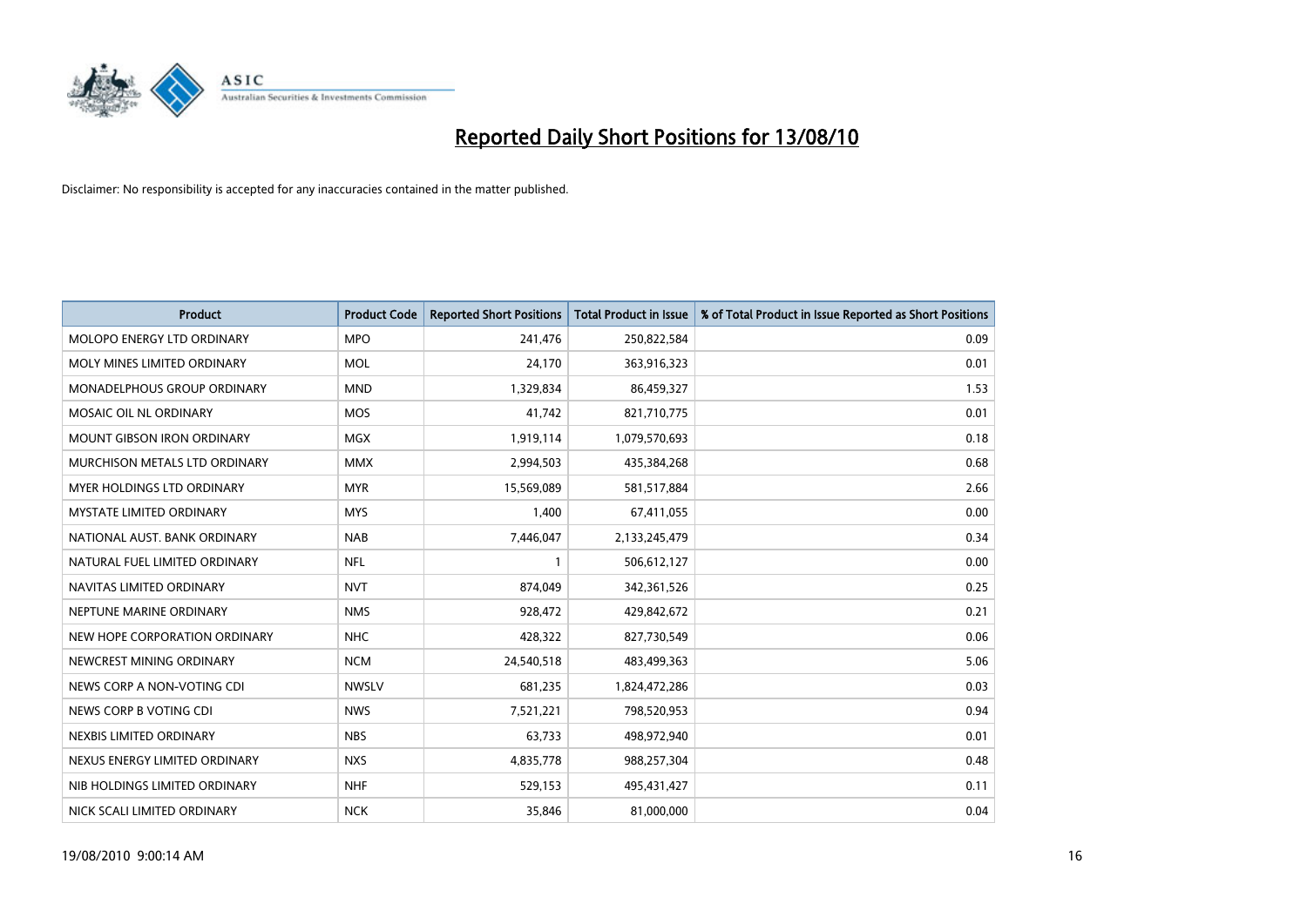# Reported Daily Short Positions for 13/08/10

Disclaimer: No responsibility is accepted for any inaccuracies contained in the matter published.

| Product | Product Code | Reported Short Positions | Total Product in Issue | % of Total Product in Issue Reported as Short Positions |
|---|---|---|---|---|
| MOLOPO ENERGY LTD ORDINARY | MPO | 241,476 | 250,822,584 | 0.09 |
| MOLY MINES LIMITED ORDINARY | MOL | 24,170 | 363,916,323 | 0.01 |
| MONADELPHOUS GROUP ORDINARY | MND | 1,329,834 | 86,459,327 | 1.53 |
| MOSAIC OIL NL ORDINARY | MOS | 41,742 | 821,710,775 | 0.01 |
| MOUNT GIBSON IRON ORDINARY | MGX | 1,919,114 | 1,079,570,693 | 0.18 |
| MURCHISON METALS LTD ORDINARY | MMX | 2,994,503 | 435,384,268 | 0.68 |
| MYER HOLDINGS LTD ORDINARY | MYR | 15,569,089 | 581,517,884 | 2.66 |
| MYSTATE LIMITED ORDINARY | MYS | 1,400 | 67,411,055 | 0.00 |
| NATIONAL AUST. BANK ORDINARY | NAB | 7,446,047 | 2,133,245,479 | 0.34 |
| NATURAL FUEL LIMITED ORDINARY | NFL | 1 | 506,612,127 | 0.00 |
| NAVITAS LIMITED ORDINARY | NVT | 874,049 | 342,361,526 | 0.25 |
| NEPTUNE MARINE ORDINARY | NMS | 928,472 | 429,842,672 | 0.21 |
| NEW HOPE CORPORATION ORDINARY | NHC | 428,322 | 827,730,549 | 0.06 |
| NEWCREST MINING ORDINARY | NCM | 24,540,518 | 483,499,363 | 5.06 |
| NEWS CORP A NON-VOTING CDI | NWSLV | 681,235 | 1,824,472,286 | 0.03 |
| NEWS CORP B VOTING CDI | NWS | 7,521,221 | 798,520,953 | 0.94 |
| NEXBIS LIMITED ORDINARY | NBS | 63,733 | 498,972,940 | 0.01 |
| NEXUS ENERGY LIMITED ORDINARY | NXS | 4,835,778 | 988,257,304 | 0.48 |
| NIB HOLDINGS LIMITED ORDINARY | NHF | 529,153 | 495,431,427 | 0.11 |
| NICK SCALI LIMITED ORDINARY | NCK | 35,846 | 81,000,000 | 0.04 |

19/08/2010 9:00:14 AM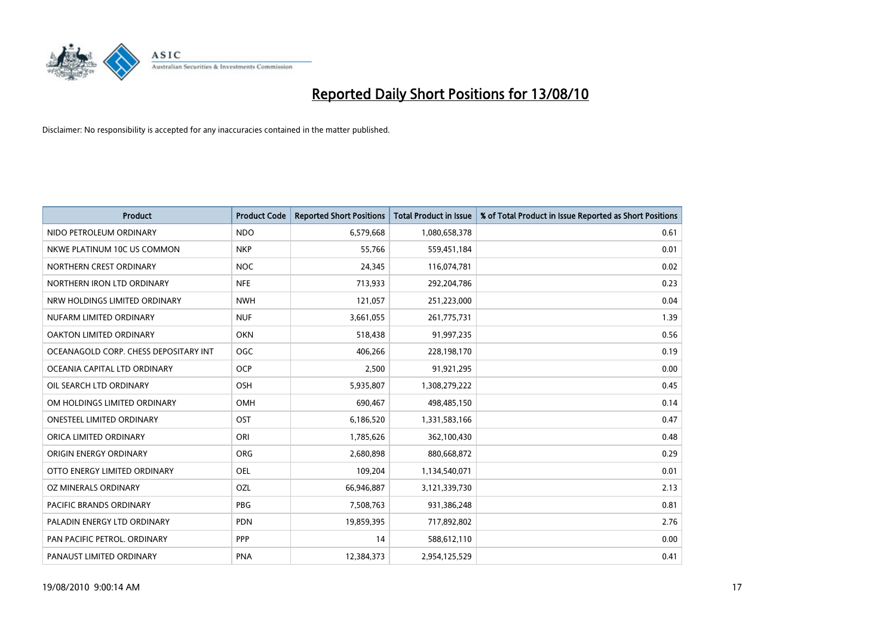# Reported Daily Short Positions for 13/08/10

Disclaimer: No responsibility is accepted for any inaccuracies contained in the matter published.

| Product | Product Code | Reported Short Positions | Total Product in Issue | % of Total Product in Issue Reported as Short Positions |
|---|---|---|---|---|
| NIDO PETROLEUM ORDINARY | NDO | 6,579,668 | 1,080,658,378 | 0.61 |
| NKWE PLATINUM 10C US COMMON | NKP | 55,766 | 559,451,184 | 0.01 |
| NORTHERN CREST ORDINARY | NOC | 24,345 | 116,074,781 | 0.02 |
| NORTHERN IRON LTD ORDINARY | NFE | 713,933 | 292,204,786 | 0.23 |
| NRW HOLDINGS LIMITED ORDINARY | NWH | 121,057 | 251,223,000 | 0.04 |
| NUFARM LIMITED ORDINARY | NUF | 3,661,055 | 261,775,731 | 1.39 |
| OAKTON LIMITED ORDINARY | OKN | 518,438 | 91,997,235 | 0.56 |
| OCEANAGOLD CORP. CHESS DEPOSITARY INT | OGC | 406,266 | 228,198,170 | 0.19 |
| OCEANIA CAPITAL LTD ORDINARY | OCP | 2,500 | 91,921,295 | 0.00 |
| OIL SEARCH LTD ORDINARY | OSH | 5,935,807 | 1,308,279,222 | 0.45 |
| OM HOLDINGS LIMITED ORDINARY | OMH | 690,467 | 498,485,150 | 0.14 |
| ONESTEEL LIMITED ORDINARY | OST | 6,186,520 | 1,331,583,166 | 0.47 |
| ORICA LIMITED ORDINARY | ORI | 1,785,626 | 362,100,430 | 0.48 |
| ORIGIN ENERGY ORDINARY | ORG | 2,680,898 | 880,668,872 | 0.29 |
| OTTO ENERGY LIMITED ORDINARY | OEL | 109,204 | 1,134,540,071 | 0.01 |
| OZ MINERALS ORDINARY | OZL | 66,946,887 | 3,121,339,730 | 2.13 |
| PACIFIC BRANDS ORDINARY | PBG | 7,508,763 | 931,386,248 | 0.81 |
| PALADIN ENERGY LTD ORDINARY | PDN | 19,859,395 | 717,892,802 | 2.76 |
| PAN PACIFIC PETROL. ORDINARY | PPP | 14 | 588,612,110 | 0.00 |
| PANAUST LIMITED ORDINARY | PNA | 12,384,373 | 2,954,125,529 | 0.41 |

19/08/2010 9:00:14 AM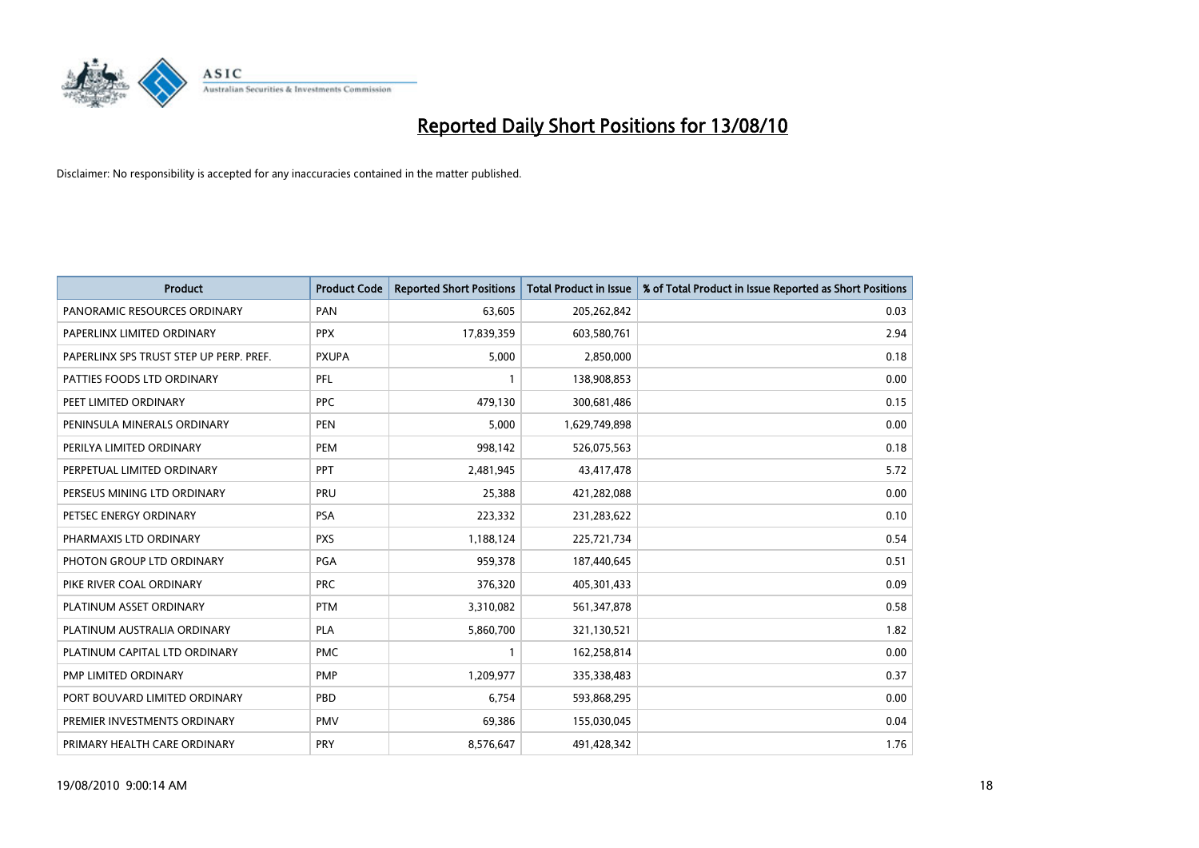# Reported Daily Short Positions for 13/08/10

Disclaimer: No responsibility is accepted for any inaccuracies contained in the matter published.

| Product | Product Code | Reported Short Positions | Total Product in Issue | % of Total Product in Issue Reported as Short Positions |
|---|---|---|---|---|
| PANORAMIC RESOURCES ORDINARY | PAN | 63,605 | 205,262,842 | 0.03 |
| PAPERLINX LIMITED ORDINARY | PPX | 17,839,359 | 603,580,761 | 2.94 |
| PAPERLINX SPS TRUST STEP UP PERP. PREF. | PXUPA | 5,000 | 2,850,000 | 0.18 |
| PATTIES FOODS LTD ORDINARY | PFL | 1 | 138,908,853 | 0.00 |
| PEET LIMITED ORDINARY | PPC | 479,130 | 300,681,486 | 0.15 |
| PENINSULA MINERALS ORDINARY | PEN | 5,000 | 1,629,749,898 | 0.00 |
| PERILYA LIMITED ORDINARY | PEM | 998,142 | 526,075,563 | 0.18 |
| PERPETUAL LIMITED ORDINARY | PPT | 2,481,945 | 43,417,478 | 5.72 |
| PERSEUS MINING LTD ORDINARY | PRU | 25,388 | 421,282,088 | 0.00 |
| PETSEC ENERGY ORDINARY | PSA | 223,332 | 231,283,622 | 0.10 |
| PHARMAXIS LTD ORDINARY | PXS | 1,188,124 | 225,721,734 | 0.54 |
| PHOTON GROUP LTD ORDINARY | PGA | 959,378 | 187,440,645 | 0.51 |
| PIKE RIVER COAL ORDINARY | PRC | 376,320 | 405,301,433 | 0.09 |
| PLATINUM ASSET ORDINARY | PTM | 3,310,082 | 561,347,878 | 0.58 |
| PLATINUM AUSTRALIA ORDINARY | PLA | 5,860,700 | 321,130,521 | 1.82 |
| PLATINUM CAPITAL LTD ORDINARY | PMC | 1 | 162,258,814 | 0.00 |
| PMP LIMITED ORDINARY | PMP | 1,209,977 | 335,338,483 | 0.37 |
| PORT BOUVARD LIMITED ORDINARY | PBD | 6,754 | 593,868,295 | 0.00 |
| PREMIER INVESTMENTS ORDINARY | PMV | 69,386 | 155,030,045 | 0.04 |
| PRIMARY HEALTH CARE ORDINARY | PRY | 8,576,647 | 491,428,342 | 1.76 |

19/08/2010 9:00:14 AM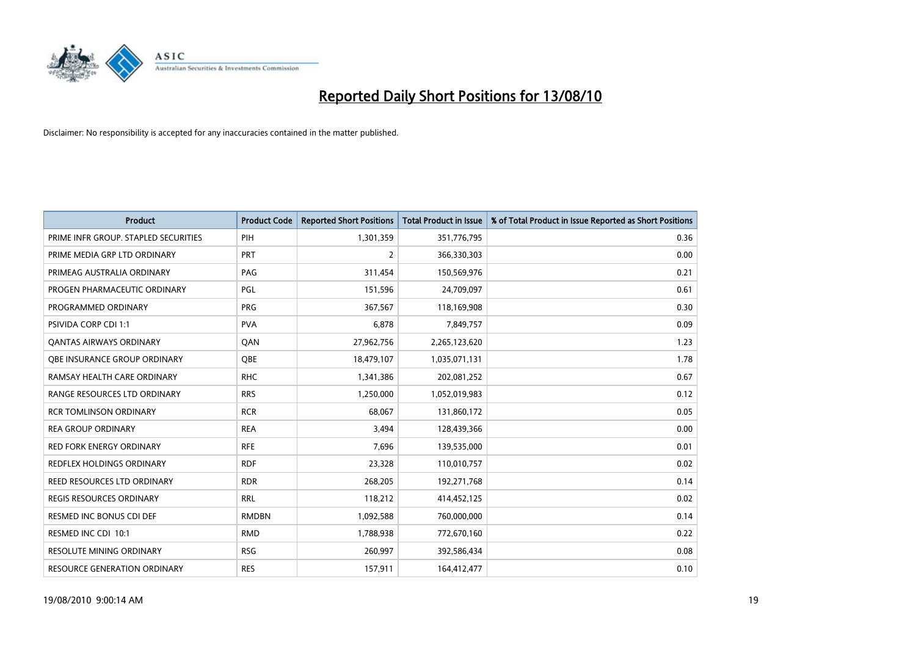# Reported Daily Short Positions for 13/08/10

Disclaimer: No responsibility is accepted for any inaccuracies contained in the matter published.

| Product | Product Code | Reported Short Positions | Total Product in Issue | % of Total Product in Issue Reported as Short Positions |
|---|---|---|---|---|
| PRIME INFR GROUP. STAPLED SECURITIES | PIH | 1,301,359 | 351,776,795 | 0.36 |
| PRIME MEDIA GRP LTD ORDINARY | PRT | 2 | 366,330,303 | 0.00 |
| PRIMEAG AUSTRALIA ORDINARY | PAG | 311,454 | 150,569,976 | 0.21 |
| PROGEN PHARMACEUTIC ORDINARY | PGL | 151,596 | 24,709,097 | 0.61 |
| PROGRAMMED ORDINARY | PRG | 367,567 | 118,169,908 | 0.30 |
| PSIVIDA CORP CDI 1:1 | PVA | 6,878 | 7,849,757 | 0.09 |
| QANTAS AIRWAYS ORDINARY | QAN | 27,962,756 | 2,265,123,620 | 1.23 |
| QBE INSURANCE GROUP ORDINARY | QBE | 18,479,107 | 1,035,071,131 | 1.78 |
| RAMSAY HEALTH CARE ORDINARY | RHC | 1,341,386 | 202,081,252 | 0.67 |
| RANGE RESOURCES LTD ORDINARY | RRS | 1,250,000 | 1,052,019,983 | 0.12 |
| RCR TOMLINSON ORDINARY | RCR | 68,067 | 131,860,172 | 0.05 |
| REA GROUP ORDINARY | REA | 3,494 | 128,439,366 | 0.00 |
| RED FORK ENERGY ORDINARY | RFE | 7,696 | 139,535,000 | 0.01 |
| REDFLEX HOLDINGS ORDINARY | RDF | 23,328 | 110,010,757 | 0.02 |
| REED RESOURCES LTD ORDINARY | RDR | 268,205 | 192,271,768 | 0.14 |
| REGIS RESOURCES ORDINARY | RRL | 118,212 | 414,452,125 | 0.02 |
| RESMED INC BONUS CDI DEF | RMDBN | 1,092,588 | 760,000,000 | 0.14 |
| RESMED INC CDI 10:1 | RMD | 1,788,938 | 772,670,160 | 0.22 |
| RESOLUTE MINING ORDINARY | RSG | 260,997 | 392,586,434 | 0.08 |
| RESOURCE GENERATION ORDINARY | RES | 157,911 | 164,412,477 | 0.10 |

19/08/2010 9:00:14 AM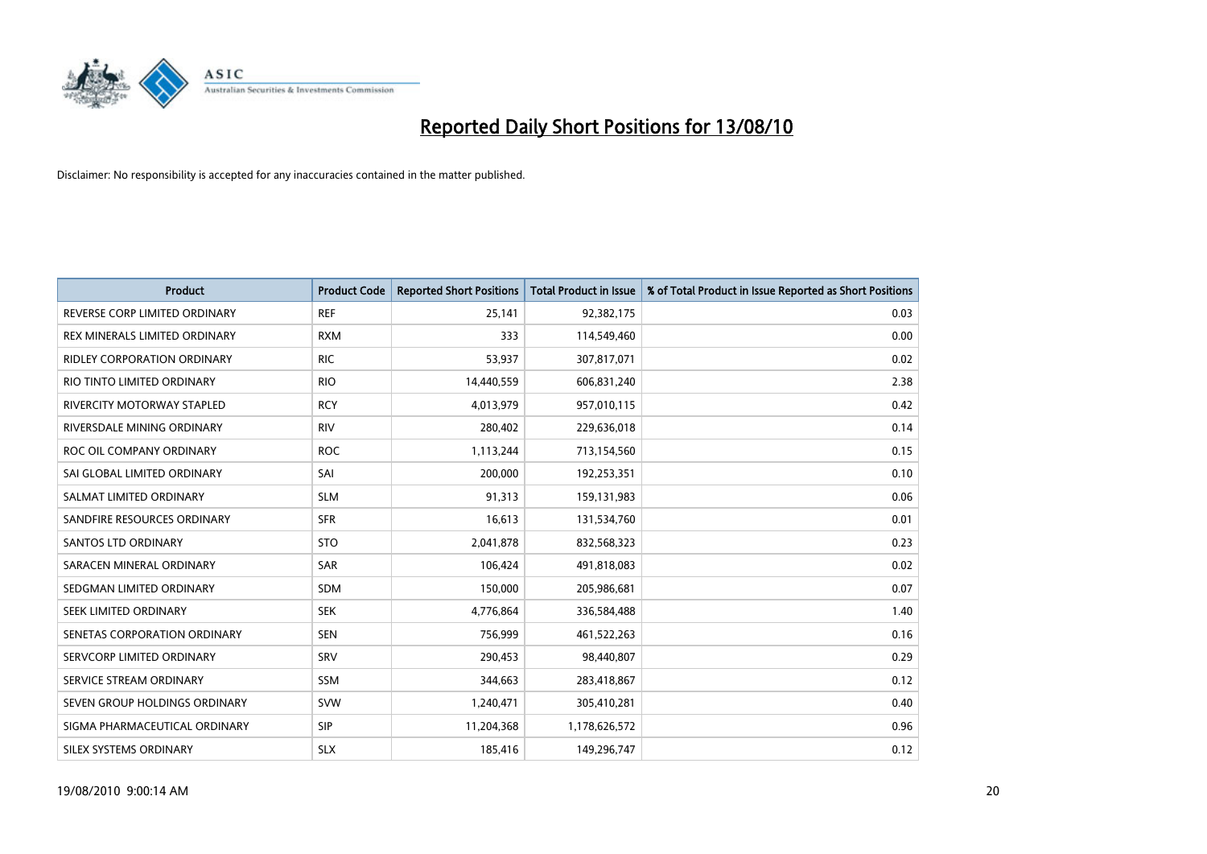# Reported Daily Short Positions for 13/08/10

Disclaimer: No responsibility is accepted for any inaccuracies contained in the matter published.

| Product | Product Code | Reported Short Positions | Total Product in Issue | % of Total Product in Issue Reported as Short Positions |
|---|---|---|---|---|
| REVERSE CORP LIMITED ORDINARY | REF | 25,141 | 92,382,175 | 0.03 |
| REX MINERALS LIMITED ORDINARY | RXM | 333 | 114,549,460 | 0.00 |
| RIDLEY CORPORATION ORDINARY | RIC | 53,937 | 307,817,071 | 0.02 |
| RIO TINTO LIMITED ORDINARY | RIO | 14,440,559 | 606,831,240 | 2.38 |
| RIVERCITY MOTORWAY STAPLED | RCY | 4,013,979 | 957,010,115 | 0.42 |
| RIVERSDALE MINING ORDINARY | RIV | 280,402 | 229,636,018 | 0.14 |
| ROC OIL COMPANY ORDINARY | ROC | 1,113,244 | 713,154,560 | 0.15 |
| SAI GLOBAL LIMITED ORDINARY | SAI | 200,000 | 192,253,351 | 0.10 |
| SALMAT LIMITED ORDINARY | SLM | 91,313 | 159,131,983 | 0.06 |
| SANDFIRE RESOURCES ORDINARY | SFR | 16,613 | 131,534,760 | 0.01 |
| SANTOS LTD ORDINARY | STO | 2,041,878 | 832,568,323 | 0.23 |
| SARACEN MINERAL ORDINARY | SAR | 106,424 | 491,818,083 | 0.02 |
| SEDGMAN LIMITED ORDINARY | SDM | 150,000 | 205,986,681 | 0.07 |
| SEEK LIMITED ORDINARY | SEK | 4,776,864 | 336,584,488 | 1.40 |
| SENETAS CORPORATION ORDINARY | SEN | 756,999 | 461,522,263 | 0.16 |
| SERVCORP LIMITED ORDINARY | SRV | 290,453 | 98,440,807 | 0.29 |
| SERVICE STREAM ORDINARY | SSM | 344,663 | 283,418,867 | 0.12 |
| SEVEN GROUP HOLDINGS ORDINARY | SVW | 1,240,471 | 305,410,281 | 0.40 |
| SIGMA PHARMACEUTICAL ORDINARY | SIP | 11,204,368 | 1,178,626,572 | 0.96 |
| SILEX SYSTEMS ORDINARY | SLX | 185,416 | 149,296,747 | 0.12 |

19/08/2010 9:00:14 AM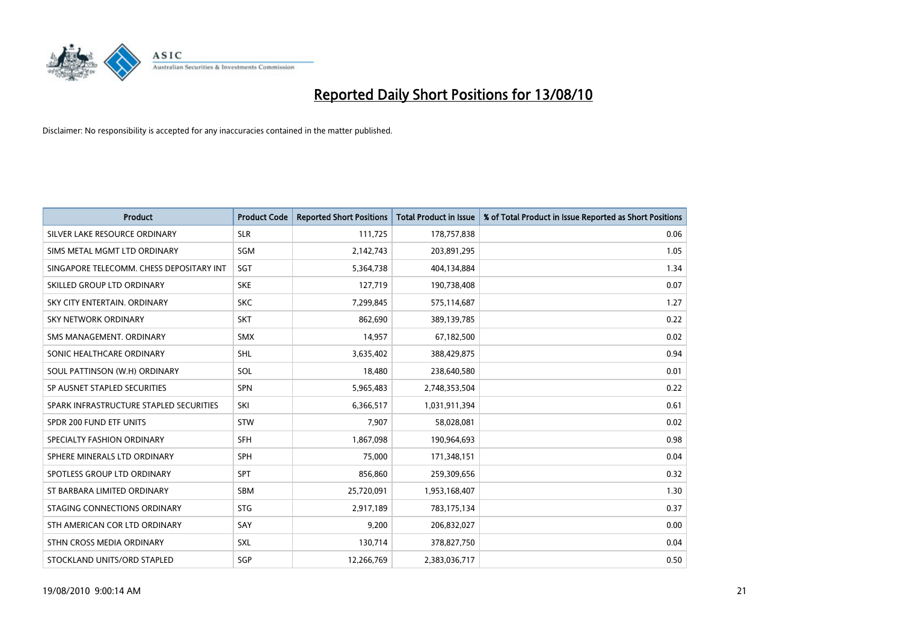# Reported Daily Short Positions for 13/08/10

Disclaimer: No responsibility is accepted for any inaccuracies contained in the matter published.

| Product | Product Code | Reported Short Positions | Total Product in Issue | % of Total Product in Issue Reported as Short Positions |
|---|---|---|---|---|
| SILVER LAKE RESOURCE ORDINARY | SLR | 111,725 | 178,757,838 | 0.06 |
| SIMS METAL MGMT LTD ORDINARY | SGM | 2,142,743 | 203,891,295 | 1.05 |
| SINGAPORE TELECOMM. CHESS DEPOSITARY INT | SGT | 5,364,738 | 404,134,884 | 1.34 |
| SKILLED GROUP LTD ORDINARY | SKE | 127,719 | 190,738,408 | 0.07 |
| SKY CITY ENTERTAIN. ORDINARY | SKC | 7,299,845 | 575,114,687 | 1.27 |
| SKY NETWORK ORDINARY | SKT | 862,690 | 389,139,785 | 0.22 |
| SMS MANAGEMENT. ORDINARY | SMX | 14,957 | 67,182,500 | 0.02 |
| SONIC HEALTHCARE ORDINARY | SHL | 3,635,402 | 388,429,875 | 0.94 |
| SOUL PATTINSON (W.H) ORDINARY | SOL | 18,480 | 238,640,580 | 0.01 |
| SP AUSNET STAPLED SECURITIES | SPN | 5,965,483 | 2,748,353,504 | 0.22 |
| SPARK INFRASTRUCTURE STAPLED SECURITIES | SKI | 6,366,517 | 1,031,911,394 | 0.61 |
| SPDR 200 FUND ETF UNITS | STW | 7,907 | 58,028,081 | 0.02 |
| SPECIALTY FASHION ORDINARY | SFH | 1,867,098 | 190,964,693 | 0.98 |
| SPHERE MINERALS LTD ORDINARY | SPH | 75,000 | 171,348,151 | 0.04 |
| SPOTLESS GROUP LTD ORDINARY | SPT | 856,860 | 259,309,656 | 0.32 |
| ST BARBARA LIMITED ORDINARY | SBM | 25,720,091 | 1,953,168,407 | 1.30 |
| STAGING CONNECTIONS ORDINARY | STG | 2,917,189 | 783,175,134 | 0.37 |
| STH AMERICAN COR LTD ORDINARY | SAY | 9,200 | 206,832,027 | 0.00 |
| STHN CROSS MEDIA ORDINARY | SXL | 130,714 | 378,827,750 | 0.04 |
| STOCKLAND UNITS/ORD STAPLED | SGP | 12,266,769 | 2,383,036,717 | 0.50 |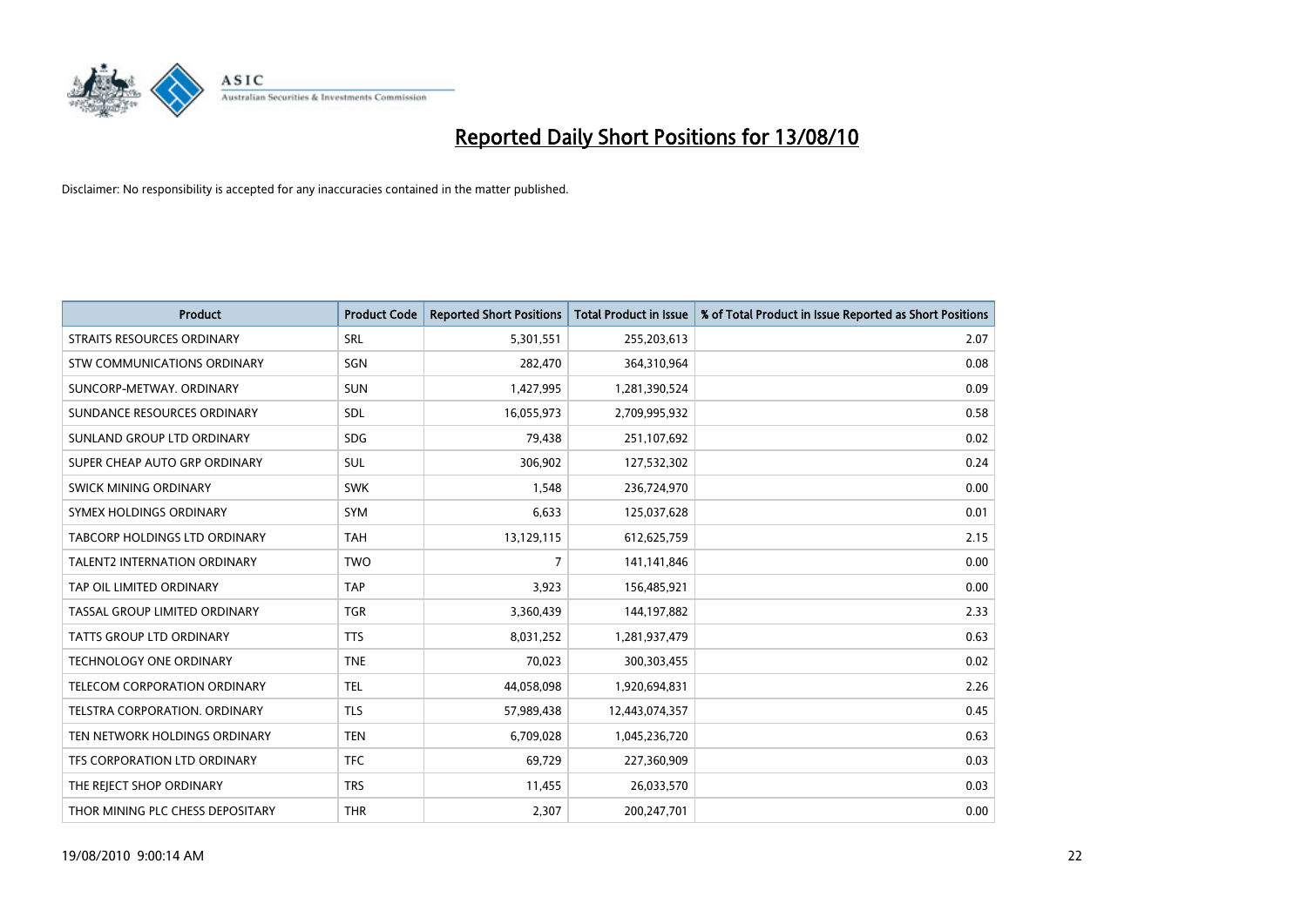# Reported Daily Short Positions for 13/08/10

Disclaimer: No responsibility is accepted for any inaccuracies contained in the matter published.

| Product | Product Code | Reported Short Positions | Total Product in Issue | % of Total Product in Issue Reported as Short Positions |
|---|---|---|---|---|
| STRAITS RESOURCES ORDINARY | SRL | 5,301,551 | 255,203,613 | 2.07 |
| STW COMMUNICATIONS ORDINARY | SGN | 282,470 | 364,310,964 | 0.08 |
| SUNCORP-METWAY. ORDINARY | SUN | 1,427,995 | 1,281,390,524 | 0.09 |
| SUNDANCE RESOURCES ORDINARY | SDL | 16,055,973 | 2,709,995,932 | 0.58 |
| SUNLAND GROUP LTD ORDINARY | SDG | 79,438 | 251,107,692 | 0.02 |
| SUPER CHEAP AUTO GRP ORDINARY | SUL | 306,902 | 127,532,302 | 0.24 |
| SWICK MINING ORDINARY | SWK | 1,548 | 236,724,970 | 0.00 |
| SYMEX HOLDINGS ORDINARY | SYM | 6,633 | 125,037,628 | 0.01 |
| TABCORP HOLDINGS LTD ORDINARY | TAH | 13,129,115 | 612,625,759 | 2.15 |
| TALENT2 INTERNATION ORDINARY | TWO | 7 | 141,141,846 | 0.00 |
| TAP OIL LIMITED ORDINARY | TAP | 3,923 | 156,485,921 | 0.00 |
| TASSAL GROUP LIMITED ORDINARY | TGR | 3,360,439 | 144,197,882 | 2.33 |
| TATTS GROUP LTD ORDINARY | TTS | 8,031,252 | 1,281,937,479 | 0.63 |
| TECHNOLOGY ONE ORDINARY | TNE | 70,023 | 300,303,455 | 0.02 |
| TELECOM CORPORATION ORDINARY | TEL | 44,058,098 | 1,920,694,831 | 2.26 |
| TELSTRA CORPORATION. ORDINARY | TLS | 57,989,438 | 12,443,074,357 | 0.45 |
| TEN NETWORK HOLDINGS ORDINARY | TEN | 6,709,028 | 1,045,236,720 | 0.63 |
| TFS CORPORATION LTD ORDINARY | TFC | 69,729 | 227,360,909 | 0.03 |
| THE REJECT SHOP ORDINARY | TRS | 11,455 | 26,033,570 | 0.03 |
| THOR MINING PLC CHESS DEPOSITARY | THR | 2,307 | 200,247,701 | 0.00 |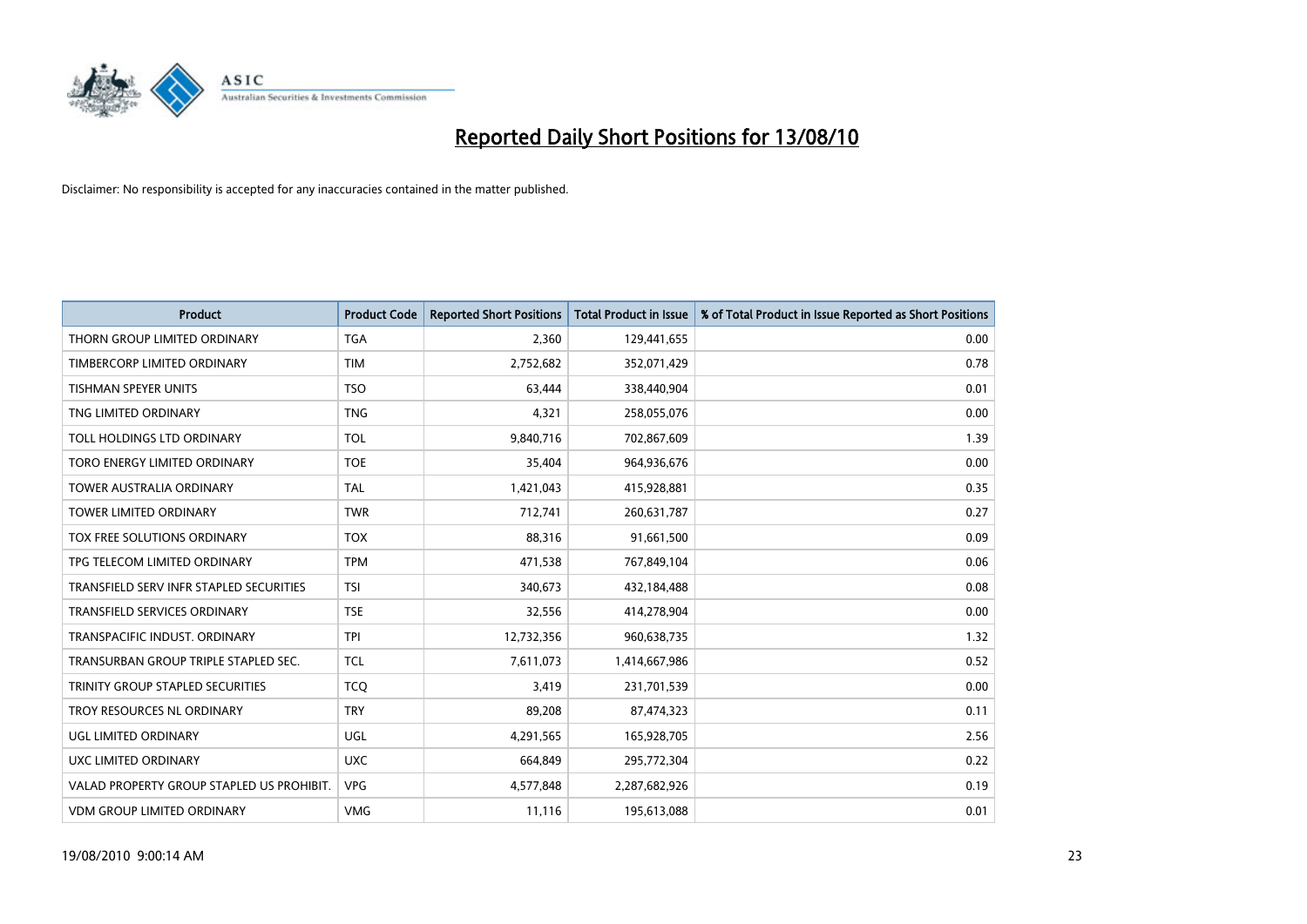# Reported Daily Short Positions for 13/08/10

Disclaimer: No responsibility is accepted for any inaccuracies contained in the matter published.

| Product | Product Code | Reported Short Positions | Total Product in Issue | % of Total Product in Issue Reported as Short Positions |
|---|---|---|---|---|
| THORN GROUP LIMITED ORDINARY | TGA | 2,360 | 129,441,655 | 0.00 |
| TIMBERCORP LIMITED ORDINARY | TIM | 2,752,682 | 352,071,429 | 0.78 |
| TISHMAN SPEYER UNITS | TSO | 63,444 | 338,440,904 | 0.01 |
| TNG LIMITED ORDINARY | TNG | 4,321 | 258,055,076 | 0.00 |
| TOLL HOLDINGS LTD ORDINARY | TOL | 9,840,716 | 702,867,609 | 1.39 |
| TORO ENERGY LIMITED ORDINARY | TOE | 35,404 | 964,936,676 | 0.00 |
| TOWER AUSTRALIA ORDINARY | TAL | 1,421,043 | 415,928,881 | 0.35 |
| TOWER LIMITED ORDINARY | TWR | 712,741 | 260,631,787 | 0.27 |
| TOX FREE SOLUTIONS ORDINARY | TOX | 88,316 | 91,661,500 | 0.09 |
| TPG TELECOM LIMITED ORDINARY | TPM | 471,538 | 767,849,104 | 0.06 |
| TRANSFIELD SERV INFR STAPLED SECURITIES | TSI | 340,673 | 432,184,488 | 0.08 |
| TRANSFIELD SERVICES ORDINARY | TSE | 32,556 | 414,278,904 | 0.00 |
| TRANSPACIFIC INDUST. ORDINARY | TPI | 12,732,356 | 960,638,735 | 1.32 |
| TRANSURBAN GROUP TRIPLE STAPLED SEC. | TCL | 7,611,073 | 1,414,667,986 | 0.52 |
| TRINITY GROUP STAPLED SECURITIES | TCQ | 3,419 | 231,701,539 | 0.00 |
| TROY RESOURCES NL ORDINARY | TRY | 89,208 | 87,474,323 | 0.11 |
| UGL LIMITED ORDINARY | UGL | 4,291,565 | 165,928,705 | 2.56 |
| UXC LIMITED ORDINARY | UXC | 664,849 | 295,772,304 | 0.22 |
| VALAD PROPERTY GROUP STAPLED US PROHIBIT. | VPG | 4,577,848 | 2,287,682,926 | 0.19 |
| VDM GROUP LIMITED ORDINARY | VMG | 11,116 | 195,613,088 | 0.01 |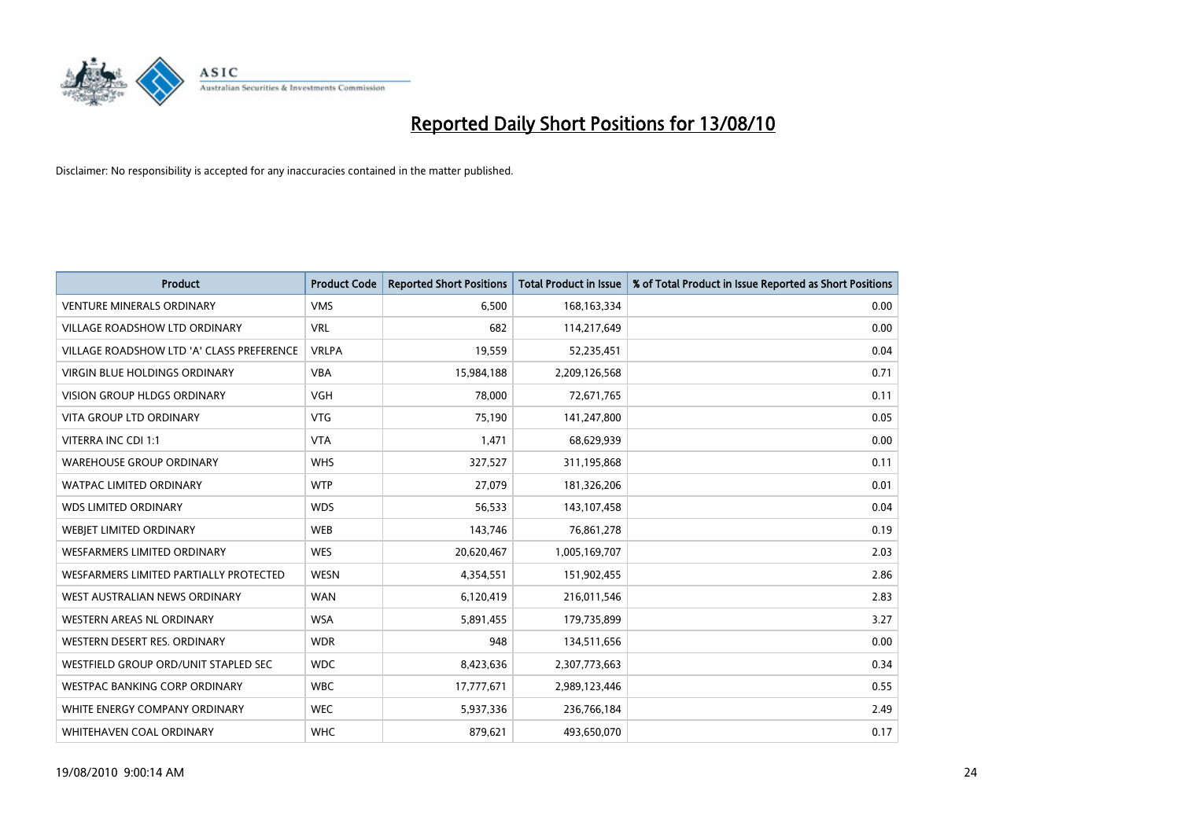# Reported Daily Short Positions for 13/08/10

Disclaimer: No responsibility is accepted for any inaccuracies contained in the matter published.

| Product | Product Code | Reported Short Positions | Total Product in Issue | % of Total Product in Issue Reported as Short Positions |
|---|---|---|---|---|
| VENTURE MINERALS ORDINARY | VMS | 6,500 | 168,163,334 | 0.00 |
| VILLAGE ROADSHOW LTD ORDINARY | VRL | 682 | 114,217,649 | 0.00 |
| VILLAGE ROADSHOW LTD 'A' CLASS PREFERENCE | VRLPA | 19,559 | 52,235,451 | 0.04 |
| VIRGIN BLUE HOLDINGS ORDINARY | VBA | 15,984,188 | 2,209,126,568 | 0.71 |
| VISION GROUP HLDGS ORDINARY | VGH | 78,000 | 72,671,765 | 0.11 |
| VITA GROUP LTD ORDINARY | VTG | 75,190 | 141,247,800 | 0.05 |
| VITERRA INC CDI 1:1 | VTA | 1,471 | 68,629,939 | 0.00 |
| WAREHOUSE GROUP ORDINARY | WHS | 327,527 | 311,195,868 | 0.11 |
| WATPAC LIMITED ORDINARY | WTP | 27,079 | 181,326,206 | 0.01 |
| WDS LIMITED ORDINARY | WDS | 56,533 | 143,107,458 | 0.04 |
| WEBJET LIMITED ORDINARY | WEB | 143,746 | 76,861,278 | 0.19 |
| WESFARMERS LIMITED ORDINARY | WES | 20,620,467 | 1,005,169,707 | 2.03 |
| WESFARMERS LIMITED PARTIALLY PROTECTED | WESN | 4,354,551 | 151,902,455 | 2.86 |
| WEST AUSTRALIAN NEWS ORDINARY | WAN | 6,120,419 | 216,011,546 | 2.83 |
| WESTERN AREAS NL ORDINARY | WSA | 5,891,455 | 179,735,899 | 3.27 |
| WESTERN DESERT RES. ORDINARY | WDR | 948 | 134,511,656 | 0.00 |
| WESTFIELD GROUP ORD/UNIT STAPLED SEC | WDC | 8,423,636 | 2,307,773,663 | 0.34 |
| WESTPAC BANKING CORP ORDINARY | WBC | 17,777,671 | 2,989,123,446 | 0.55 |
| WHITE ENERGY COMPANY ORDINARY | WEC | 5,937,336 | 236,766,184 | 2.49 |
| WHITEHAVEN COAL ORDINARY | WHC | 879,621 | 493,650,070 | 0.17 |

19/08/2010 9:00:14 AM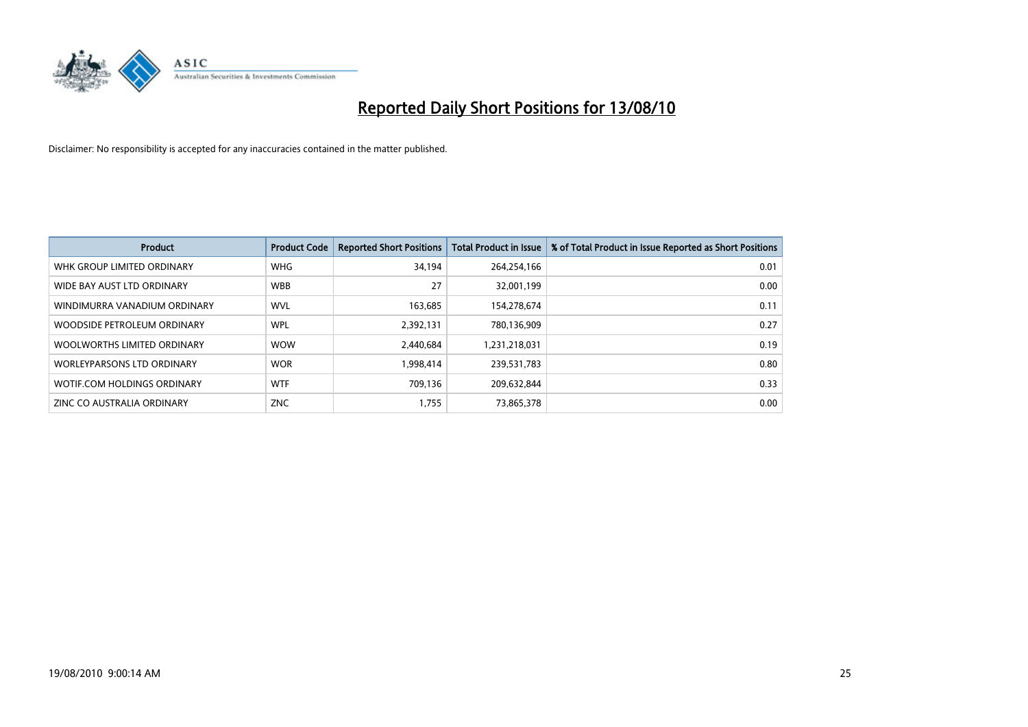# Reported Daily Short Positions for 13/08/10

Disclaimer: No responsibility is accepted for any inaccuracies contained in the matter published.

| Product | Product Code | Reported Short Positions | Total Product in Issue | % of Total Product in Issue Reported as Short Positions |
|---|---|---|---|---|
| WHK GROUP LIMITED ORDINARY | WHG | 34,194 | 264,254,166 | 0.01 |
| WIDE BAY AUST LTD ORDINARY | WBB | 27 | 32,001,199 | 0.00 |
| WINDIMURRA VANADIUM ORDINARY | WVL | 163,685 | 154,278,674 | 0.11 |
| WOODSIDE PETROLEUM ORDINARY | WPL | 2,392,131 | 780,136,909 | 0.27 |
| WOOLWORTHS LIMITED ORDINARY | WOW | 2,440,684 | 1,231,218,031 | 0.19 |
| WORLEYPARSONS LTD ORDINARY | WOR | 1,998,414 | 239,531,783 | 0.80 |
| WOTIF.COM HOLDINGS ORDINARY | WTF | 709,136 | 209,632,844 | 0.33 |
| ZINC CO AUSTRALIA ORDINARY | ZNC | 1,755 | 73,865,378 | 0.00 |